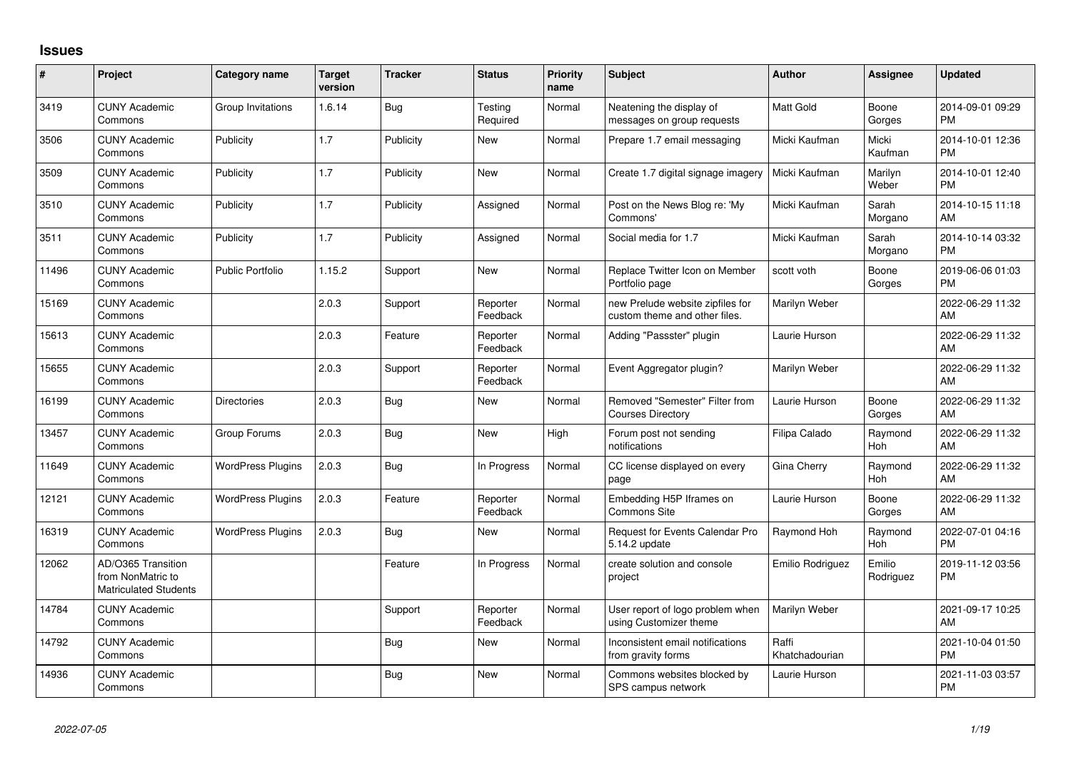# Issues

| # | Project | Category name | Target version | Tracker | Status | Priority name | Subject | Author | Assignee | Updated |
|---|---|---|---|---|---|---|---|---|---|---|
| 3419 | CUNY Academic Commons | Group Invitations | 1.6.14 | Bug | Testing Required | Normal | Neatening the display of messages on group requests | Matt Gold | Boone Gorges | 2014-09-01 09:29 PM |
| 3506 | CUNY Academic Commons | Publicity | 1.7 | Publicity | New | Normal | Prepare 1.7 email messaging | Micki Kaufman | Micki Kaufman | 2014-10-01 12:36 PM |
| 3509 | CUNY Academic Commons | Publicity | 1.7 | Publicity | New | Normal | Create 1.7 digital signage imagery | Micki Kaufman | Marilyn Weber | 2014-10-01 12:40 PM |
| 3510 | CUNY Academic Commons | Publicity | 1.7 | Publicity | Assigned | Normal | Post on the News Blog re: 'My Commons' | Micki Kaufman | Sarah Morgano | 2014-10-15 11:18 AM |
| 3511 | CUNY Academic Commons | Publicity | 1.7 | Publicity | Assigned | Normal | Social media for 1.7 | Micki Kaufman | Sarah Morgano | 2014-10-14 03:32 PM |
| 11496 | CUNY Academic Commons | Public Portfolio | 1.15.2 | Support | New | Normal | Replace Twitter Icon on Member Portfolio page | scott voth | Boone Gorges | 2019-06-06 01:03 PM |
| 15169 | CUNY Academic Commons | | 2.0.3 | Support | Reporter Feedback | Normal | new Prelude website zipfiles for custom theme and other files. | Marilyn Weber | | 2022-06-29 11:32 AM |
| 15613 | CUNY Academic Commons | | 2.0.3 | Feature | Reporter Feedback | Normal | Adding "Passster" plugin | Laurie Hurson | | 2022-06-29 11:32 AM |
| 15655 | CUNY Academic Commons | | 2.0.3 | Support | Reporter Feedback | Normal | Event Aggregator plugin? | Marilyn Weber | | 2022-06-29 11:32 AM |
| 16199 | CUNY Academic Commons | Directories | 2.0.3 | Bug | New | Normal | Removed "Semester" Filter from Courses Directory | Laurie Hurson | Boone Gorges | 2022-06-29 11:32 AM |
| 13457 | CUNY Academic Commons | Group Forums | 2.0.3 | Bug | New | High | Forum post not sending notifications | Filipa Calado | Raymond Hoh | 2022-06-29 11:32 AM |
| 11649 | CUNY Academic Commons | WordPress Plugins | 2.0.3 | Bug | In Progress | Normal | CC license displayed on every page | Gina Cherry | Raymond Hoh | 2022-06-29 11:32 AM |
| 12121 | CUNY Academic Commons | WordPress Plugins | 2.0.3 | Feature | Reporter Feedback | Normal | Embedding H5P Iframes on Commons Site | Laurie Hurson | Boone Gorges | 2022-06-29 11:32 AM |
| 16319 | CUNY Academic Commons | WordPress Plugins | 2.0.3 | Bug | New | Normal | Request for Events Calendar Pro 5.14.2 update | Raymond Hoh | Raymond Hoh | 2022-07-01 04:16 PM |
| 12062 | AD/O365 Transition from NonMatric to Matriculated Students | | | Feature | In Progress | Normal | create solution and console project | Emilio Rodriguez | Emilio Rodriguez | 2019-11-12 03:56 PM |
| 14784 | CUNY Academic Commons | | | Support | Reporter Feedback | Normal | User report of logo problem when using Customizer theme | Marilyn Weber | | 2021-09-17 10:25 AM |
| 14792 | CUNY Academic Commons | | | Bug | New | Normal | Inconsistent email notifications from gravity forms | Raffi Khatchadourian | | 2021-10-04 01:50 PM |
| 14936 | CUNY Academic Commons | | | Bug | New | Normal | Commons websites blocked by SPS campus network | Laurie Hurson | | 2021-11-03 03:57 PM |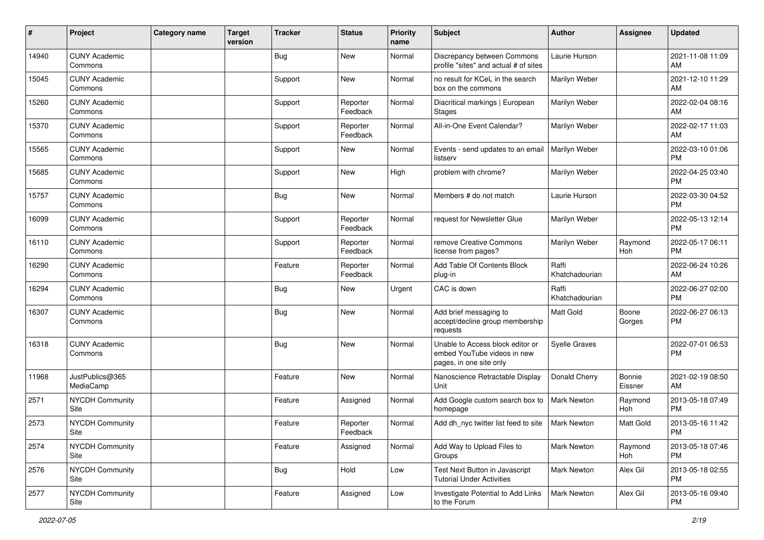| # | Project | Category name | Target version | Tracker | Status | Priority name | Subject | Author | Assignee | Updated |
|---|---|---|---|---|---|---|---|---|---|---|
| 14940 | CUNY Academic Commons | | | Bug | New | Normal | Discrepancy between Commons profile "sites" and actual # of sites | Laurie Hurson | | 2021-11-08 11:09 AM |
| 15045 | CUNY Academic Commons | | | Support | New | Normal | no result for KCeL in the search box on the commons | Marilyn Weber | | 2021-12-10 11:29 AM |
| 15260 | CUNY Academic Commons | | | Support | Reporter Feedback | Normal | Diacritical markings \| European Stages | Marilyn Weber | | 2022-02-04 08:16 AM |
| 15370 | CUNY Academic Commons | | | Support | Reporter Feedback | Normal | All-in-One Event Calendar? | Marilyn Weber | | 2022-02-17 11:03 AM |
| 15565 | CUNY Academic Commons | | | Support | New | Normal | Events - send updates to an email listserv | Marilyn Weber | | 2022-03-10 01:06 PM |
| 15685 | CUNY Academic Commons | | | Support | New | High | problem with chrome? | Marilyn Weber | | 2022-04-25 03:40 PM |
| 15757 | CUNY Academic Commons | | | Bug | New | Normal | Members # do not match | Laurie Hurson | | 2022-03-30 04:52 PM |
| 16099 | CUNY Academic Commons | | | Support | Reporter Feedback | Normal | request for Newsletter Glue | Marilyn Weber | | 2022-05-13 12:14 PM |
| 16110 | CUNY Academic Commons | | | Support | Reporter Feedback | Normal | remove Creative Commons license from pages? | Marilyn Weber | Raymond Hoh | 2022-05-17 06:11 PM |
| 16290 | CUNY Academic Commons | | | Feature | Reporter Feedback | Normal | Add Table Of Contents Block plug-in | Raffi Khatchadourian | | 2022-06-24 10:26 AM |
| 16294 | CUNY Academic Commons | | | Bug | New | Urgent | CAC is down | Raffi Khatchadourian | | 2022-06-27 02:00 PM |
| 16307 | CUNY Academic Commons | | | Bug | New | Normal | Add brief messaging to accept/decline group membership requests | Matt Gold | Boone Gorges | 2022-06-27 06:13 PM |
| 16318 | CUNY Academic Commons | | | Bug | New | Normal | Unable to Access block editor or embed YouTube videos in new pages, in one site only | Syelle Graves | | 2022-07-01 06:53 PM |
| 11968 | JustPublics@365 MediaCamp | | | Feature | New | Normal | Nanoscience Retractable Display Unit | Donald Cherry | Bonnie Eissner | 2021-02-19 08:50 AM |
| 2571 | NYCDH Community Site | | | Feature | Assigned | Normal | Add Google custom search box to homepage | Mark Newton | Raymond Hoh | 2013-05-18 07:49 PM |
| 2573 | NYCDH Community Site | | | Feature | Reporter Feedback | Normal | Add dh_nyc twitter list feed to site | Mark Newton | Matt Gold | 2013-05-16 11:42 PM |
| 2574 | NYCDH Community Site | | | Feature | Assigned | Normal | Add Way to Upload Files to Groups | Mark Newton | Raymond Hoh | 2013-05-18 07:46 PM |
| 2576 | NYCDH Community Site | | | Bug | Hold | Low | Test Next Button in Javascript Tutorial Under Activities | Mark Newton | Alex Gil | 2013-05-18 02:55 PM |
| 2577 | NYCDH Community Site | | | Feature | Assigned | Low | Investigate Potential to Add Links to the Forum | Mark Newton | Alex Gil | 2013-05-16 09:40 PM |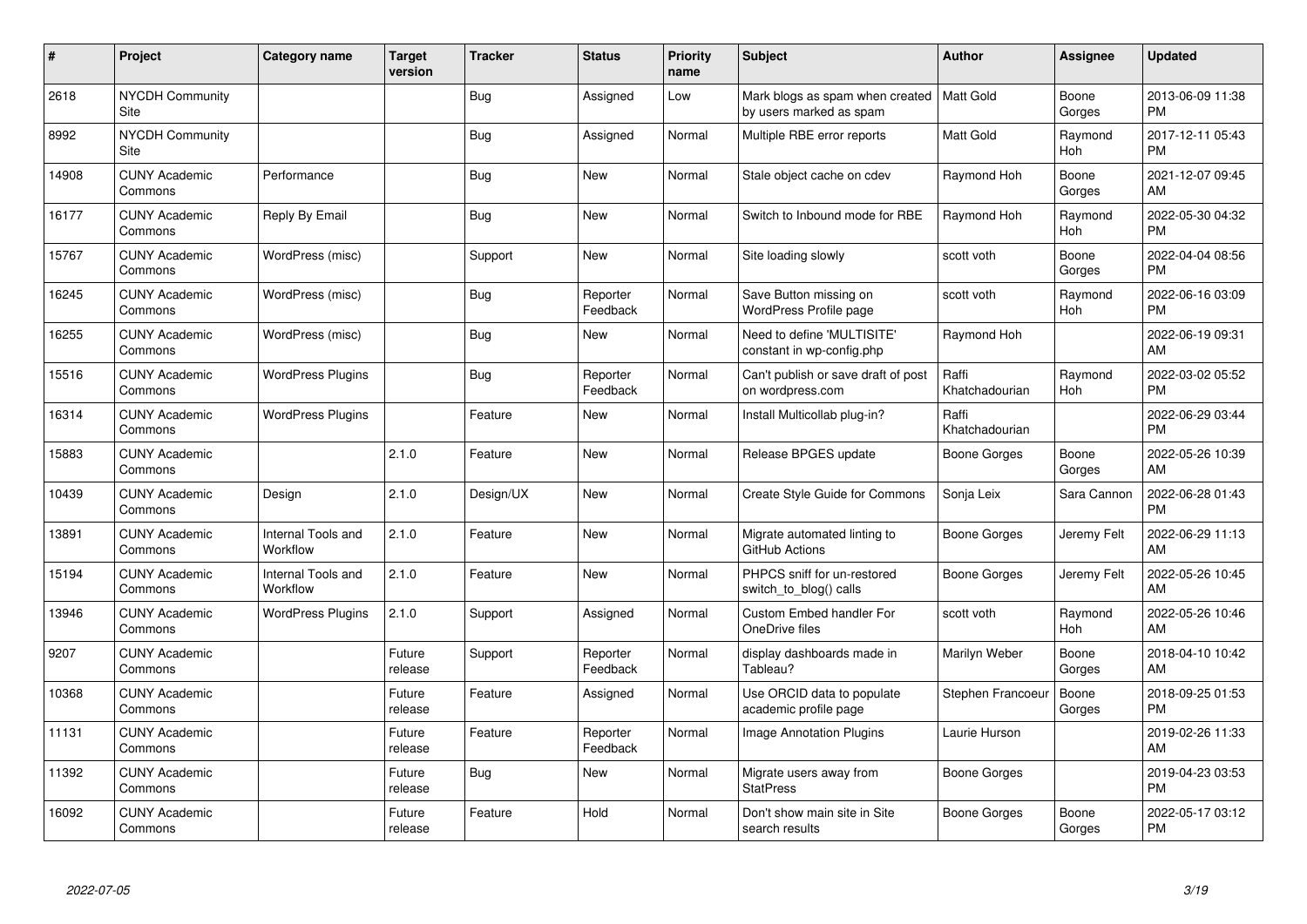| # | Project | Category name | Target version | Tracker | Status | Priority name | Subject | Author | Assignee | Updated |
|---|---|---|---|---|---|---|---|---|---|---|
| 2618 | NYCDH Community Site | | | Bug | Assigned | Low | Mark blogs as spam when created by users marked as spam | Matt Gold | Boone Gorges | 2013-06-09 11:38 PM |
| 8992 | NYCDH Community Site | | | Bug | Assigned | Normal | Multiple RBE error reports | Matt Gold | Raymond Hoh | 2017-12-11 05:43 PM |
| 14908 | CUNY Academic Commons | Performance | | Bug | New | Normal | Stale object cache on cdev | Raymond Hoh | Boone Gorges | 2021-12-07 09:45 AM |
| 16177 | CUNY Academic Commons | Reply By Email | | Bug | New | Normal | Switch to Inbound mode for RBE | Raymond Hoh | Raymond Hoh | 2022-05-30 04:32 PM |
| 15767 | CUNY Academic Commons | WordPress (misc) | | Support | New | Normal | Site loading slowly | scott voth | Boone Gorges | 2022-04-04 08:56 PM |
| 16245 | CUNY Academic Commons | WordPress (misc) | | Bug | Reporter Feedback | Normal | Save Button missing on WordPress Profile page | scott voth | Raymond Hoh | 2022-06-16 03:09 PM |
| 16255 | CUNY Academic Commons | WordPress (misc) | | Bug | New | Normal | Need to define 'MULTISITE' constant in wp-config.php | Raymond Hoh | | 2022-06-19 09:31 AM |
| 15516 | CUNY Academic Commons | WordPress Plugins | | Bug | Reporter Feedback | Normal | Can't publish or save draft of post on wordpress.com | Raffi Khatchadourian | Raymond Hoh | 2022-03-02 05:52 PM |
| 16314 | CUNY Academic Commons | WordPress Plugins | | Feature | New | Normal | Install Multicollab plug-in? | Raffi Khatchadourian | | 2022-06-29 03:44 PM |
| 15883 | CUNY Academic Commons | | 2.1.0 | Feature | New | Normal | Release BPGES update | Boone Gorges | Boone Gorges | 2022-05-26 10:39 AM |
| 10439 | CUNY Academic Commons | Design | 2.1.0 | Design/UX | New | Normal | Create Style Guide for Commons | Sonja Leix | Sara Cannon | 2022-06-28 01:43 PM |
| 13891 | CUNY Academic Commons | Internal Tools and Workflow | 2.1.0 | Feature | New | Normal | Migrate automated linting to GitHub Actions | Boone Gorges | Jeremy Felt | 2022-06-29 11:13 AM |
| 15194 | CUNY Academic Commons | Internal Tools and Workflow | 2.1.0 | Feature | New | Normal | PHPCS sniff for un-restored switch_to_blog() calls | Boone Gorges | Jeremy Felt | 2022-05-26 10:45 AM |
| 13946 | CUNY Academic Commons | WordPress Plugins | 2.1.0 | Support | Assigned | Normal | Custom Embed handler For OneDrive files | scott voth | Raymond Hoh | 2022-05-26 10:46 AM |
| 9207 | CUNY Academic Commons | | Future release | Support | Reporter Feedback | Normal | display dashboards made in Tableau? | Marilyn Weber | Boone Gorges | 2018-04-10 10:42 AM |
| 10368 | CUNY Academic Commons | | Future release | Feature | Assigned | Normal | Use ORCID data to populate academic profile page | Stephen Francoeur | Boone Gorges | 2018-09-25 01:53 PM |
| 11131 | CUNY Academic Commons | | Future release | Feature | Reporter Feedback | Normal | Image Annotation Plugins | Laurie Hurson | | 2019-02-26 11:33 AM |
| 11392 | CUNY Academic Commons | | Future release | Bug | New | Normal | Migrate users away from StatPress | Boone Gorges | | 2019-04-23 03:53 PM |
| 16092 | CUNY Academic Commons | | Future release | Feature | Hold | Normal | Don't show main site in Site search results | Boone Gorges | Boone Gorges | 2022-05-17 03:12 PM |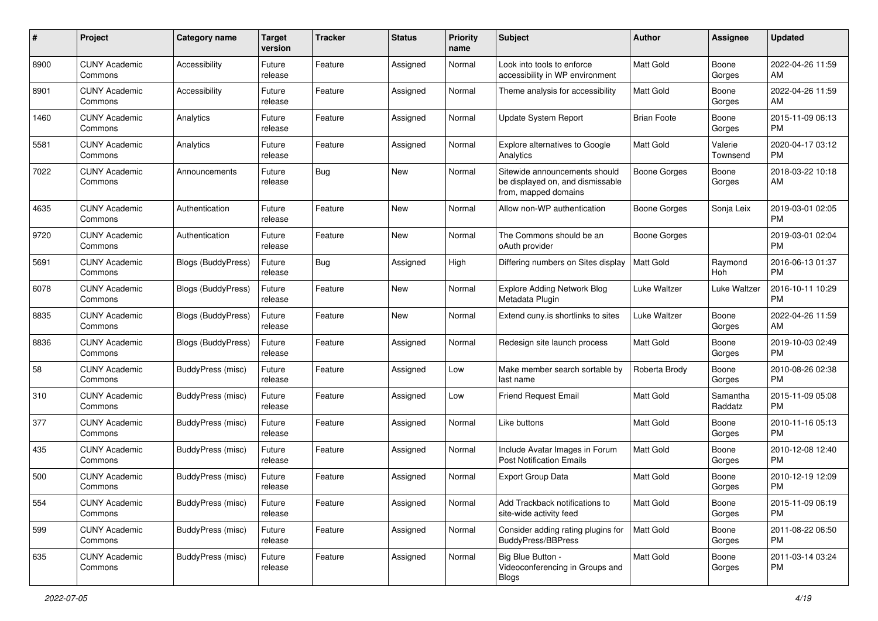| # | Project | Category name | Target version | Tracker | Status | Priority name | Subject | Author | Assignee | Updated |
|---|---|---|---|---|---|---|---|---|---|---|
| 8900 | CUNY Academic Commons | Accessibility | Future release | Feature | Assigned | Normal | Look into tools to enforce accessibility in WP environment | Matt Gold | Boone Gorges | 2022-04-26 11:59 AM |
| 8901 | CUNY Academic Commons | Accessibility | Future release | Feature | Assigned | Normal | Theme analysis for accessibility | Matt Gold | Boone Gorges | 2022-04-26 11:59 AM |
| 1460 | CUNY Academic Commons | Analytics | Future release | Feature | Assigned | Normal | Update System Report | Brian Foote | Boone Gorges | 2015-11-09 06:13 PM |
| 5581 | CUNY Academic Commons | Analytics | Future release | Feature | Assigned | Normal | Explore alternatives to Google Analytics | Matt Gold | Valerie Townsend | 2020-04-17 03:12 PM |
| 7022 | CUNY Academic Commons | Announcements | Future release | Bug | New | Normal | Sitewide announcements should be displayed on, and dismissable from, mapped domains | Boone Gorges | Boone Gorges | 2018-03-22 10:18 AM |
| 4635 | CUNY Academic Commons | Authentication | Future release | Feature | New | Normal | Allow non-WP authentication | Boone Gorges | Sonja Leix | 2019-03-01 02:05 PM |
| 9720 | CUNY Academic Commons | Authentication | Future release | Feature | New | Normal | The Commons should be an oAuth provider | Boone Gorges | | 2019-03-01 02:04 PM |
| 5691 | CUNY Academic Commons | Blogs (BuddyPress) | Future release | Bug | Assigned | High | Differing numbers on Sites display | Matt Gold | Raymond Hoh | 2016-06-13 01:37 PM |
| 6078 | CUNY Academic Commons | Blogs (BuddyPress) | Future release | Feature | New | Normal | Explore Adding Network Blog Metadata Plugin | Luke Waltzer | Luke Waltzer | 2016-10-11 10:29 PM |
| 8835 | CUNY Academic Commons | Blogs (BuddyPress) | Future release | Feature | New | Normal | Extend cuny.is shortlinks to sites | Luke Waltzer | Boone Gorges | 2022-04-26 11:59 AM |
| 8836 | CUNY Academic Commons | Blogs (BuddyPress) | Future release | Feature | Assigned | Normal | Redesign site launch process | Matt Gold | Boone Gorges | 2019-10-03 02:49 PM |
| 58 | CUNY Academic Commons | BuddyPress (misc) | Future release | Feature | Assigned | Low | Make member search sortable by last name | Roberta Brody | Boone Gorges | 2010-08-26 02:38 PM |
| 310 | CUNY Academic Commons | BuddyPress (misc) | Future release | Feature | Assigned | Low | Friend Request Email | Matt Gold | Samantha Raddatz | 2015-11-09 05:08 PM |
| 377 | CUNY Academic Commons | BuddyPress (misc) | Future release | Feature | Assigned | Normal | Like buttons | Matt Gold | Boone Gorges | 2010-11-16 05:13 PM |
| 435 | CUNY Academic Commons | BuddyPress (misc) | Future release | Feature | Assigned | Normal | Include Avatar Images in Forum Post Notification Emails | Matt Gold | Boone Gorges | 2010-12-08 12:40 PM |
| 500 | CUNY Academic Commons | BuddyPress (misc) | Future release | Feature | Assigned | Normal | Export Group Data | Matt Gold | Boone Gorges | 2010-12-19 12:09 PM |
| 554 | CUNY Academic Commons | BuddyPress (misc) | Future release | Feature | Assigned | Normal | Add Trackback notifications to site-wide activity feed | Matt Gold | Boone Gorges | 2015-11-09 06:19 PM |
| 599 | CUNY Academic Commons | BuddyPress (misc) | Future release | Feature | Assigned | Normal | Consider adding rating plugins for BuddyPress/BBPress | Matt Gold | Boone Gorges | 2011-08-22 06:50 PM |
| 635 | CUNY Academic Commons | BuddyPress (misc) | Future release | Feature | Assigned | Normal | Big Blue Button - Videoconferencing in Groups and Blogs | Matt Gold | Boone Gorges | 2011-03-14 03:24 PM |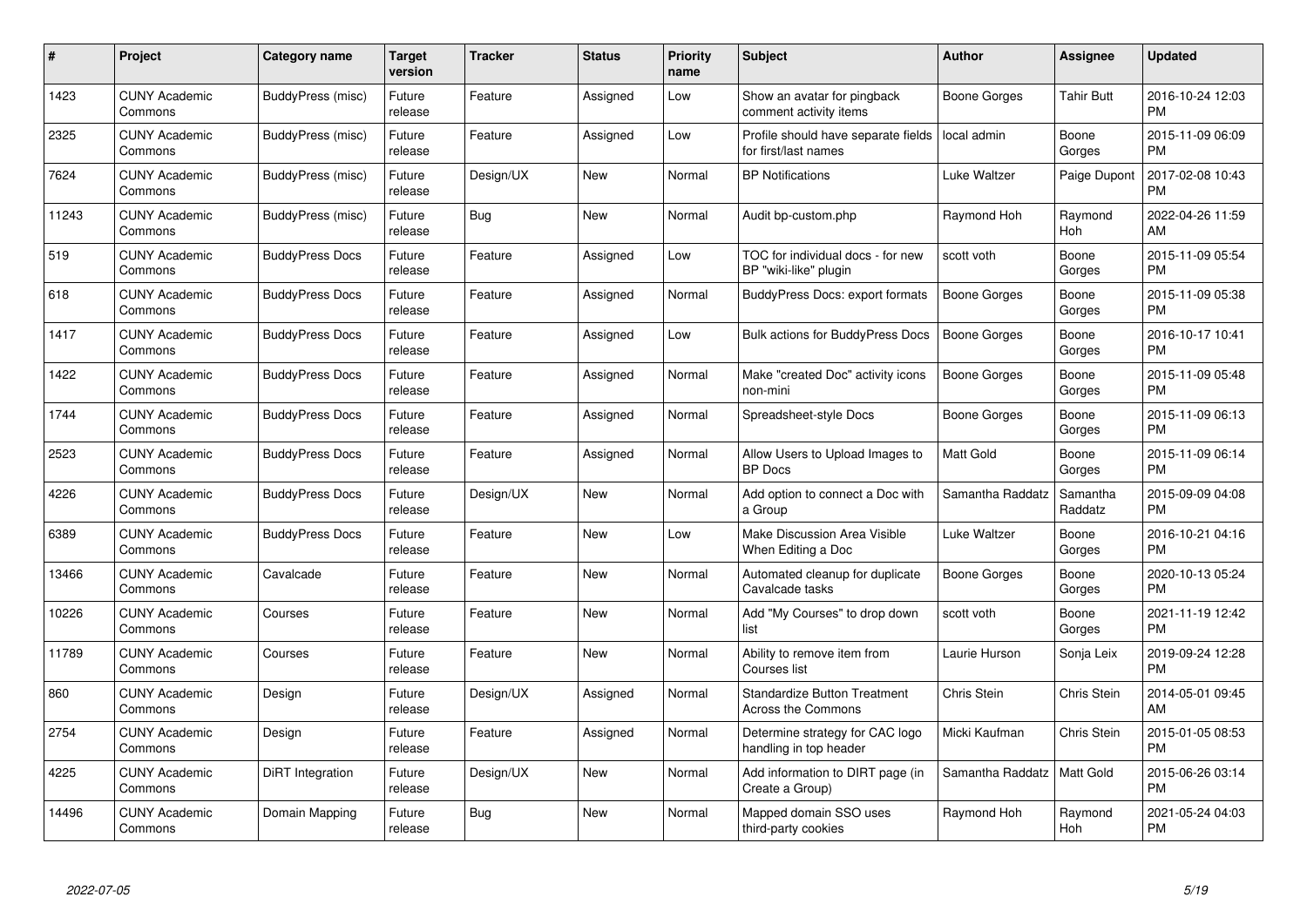| # | Project | Category name | Target version | Tracker | Status | Priority name | Subject | Author | Assignee | Updated |
|---|---|---|---|---|---|---|---|---|---|---|
| 1423 | CUNY Academic Commons | BuddyPress (misc) | Future release | Feature | Assigned | Low | Show an avatar for pingback comment activity items | Boone Gorges | Tahir Butt | 2016-10-24 12:03 PM |
| 2325 | CUNY Academic Commons | BuddyPress (misc) | Future release | Feature | Assigned | Low | Profile should have separate fields for first/last names | local admin | Boone Gorges | 2015-11-09 06:09 PM |
| 7624 | CUNY Academic Commons | BuddyPress (misc) | Future release | Design/UX | New | Normal | BP Notifications | Luke Waltzer | Paige Dupont | 2017-02-08 10:43 PM |
| 11243 | CUNY Academic Commons | BuddyPress (misc) | Future release | Bug | New | Normal | Audit bp-custom.php | Raymond Hoh | Raymond Hoh | 2022-04-26 11:59 AM |
| 519 | CUNY Academic Commons | BuddyPress Docs | Future release | Feature | Assigned | Low | TOC for individual docs - for new BP "wiki-like" plugin | scott voth | Boone Gorges | 2015-11-09 05:54 PM |
| 618 | CUNY Academic Commons | BuddyPress Docs | Future release | Feature | Assigned | Normal | BuddyPress Docs: export formats | Boone Gorges | Boone Gorges | 2015-11-09 05:38 PM |
| 1417 | CUNY Academic Commons | BuddyPress Docs | Future release | Feature | Assigned | Low | Bulk actions for BuddyPress Docs | Boone Gorges | Boone Gorges | 2016-10-17 10:41 PM |
| 1422 | CUNY Academic Commons | BuddyPress Docs | Future release | Feature | Assigned | Normal | Make "created Doc" activity icons non-mini | Boone Gorges | Boone Gorges | 2015-11-09 05:48 PM |
| 1744 | CUNY Academic Commons | BuddyPress Docs | Future release | Feature | Assigned | Normal | Spreadsheet-style Docs | Boone Gorges | Boone Gorges | 2015-11-09 06:13 PM |
| 2523 | CUNY Academic Commons | BuddyPress Docs | Future release | Feature | Assigned | Normal | Allow Users to Upload Images to BP Docs | Matt Gold | Boone Gorges | 2015-11-09 06:14 PM |
| 4226 | CUNY Academic Commons | BuddyPress Docs | Future release | Design/UX | New | Normal | Add option to connect a Doc with a Group | Samantha Raddatz | Samantha Raddatz | 2015-09-09 04:08 PM |
| 6389 | CUNY Academic Commons | BuddyPress Docs | Future release | Feature | New | Low | Make Discussion Area Visible When Editing a Doc | Luke Waltzer | Boone Gorges | 2016-10-21 04:16 PM |
| 13466 | CUNY Academic Commons | Cavalcade | Future release | Feature | New | Normal | Automated cleanup for duplicate Cavalcade tasks | Boone Gorges | Boone Gorges | 2020-10-13 05:24 PM |
| 10226 | CUNY Academic Commons | Courses | Future release | Feature | New | Normal | Add "My Courses" to drop down list | scott voth | Boone Gorges | 2021-11-19 12:42 PM |
| 11789 | CUNY Academic Commons | Courses | Future release | Feature | New | Normal | Ability to remove item from Courses list | Laurie Hurson | Sonja Leix | 2019-09-24 12:28 PM |
| 860 | CUNY Academic Commons | Design | Future release | Design/UX | Assigned | Normal | Standardize Button Treatment Across the Commons | Chris Stein | Chris Stein | 2014-05-01 09:45 AM |
| 2754 | CUNY Academic Commons | Design | Future release | Feature | Assigned | Normal | Determine strategy for CAC logo handling in top header | Micki Kaufman | Chris Stein | 2015-01-05 08:53 PM |
| 4225 | CUNY Academic Commons | DiRT Integration | Future release | Design/UX | New | Normal | Add information to DIRT page (in Create a Group) | Samantha Raddatz | Matt Gold | 2015-06-26 03:14 PM |
| 14496 | CUNY Academic Commons | Domain Mapping | Future release | Bug | New | Normal | Mapped domain SSO uses third-party cookies | Raymond Hoh | Raymond Hoh | 2021-05-24 04:03 PM |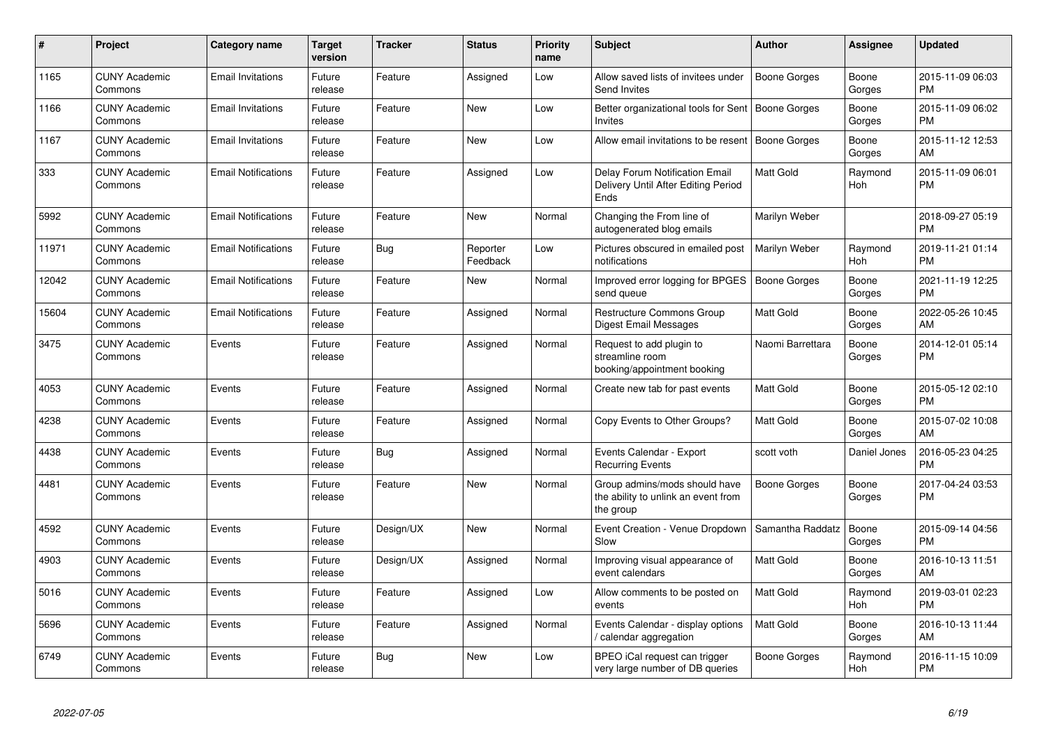| # | Project | Category name | Target version | Tracker | Status | Priority name | Subject | Author | Assignee | Updated |
|---|---|---|---|---|---|---|---|---|---|---|
| 1165 | CUNY Academic Commons | Email Invitations | Future release | Feature | Assigned | Low | Allow saved lists of invitees under Send Invites | Boone Gorges | Boone Gorges | 2015-11-09 06:03 PM |
| 1166 | CUNY Academic Commons | Email Invitations | Future release | Feature | New | Low | Better organizational tools for Sent Invites | Boone Gorges | Boone Gorges | 2015-11-09 06:02 PM |
| 1167 | CUNY Academic Commons | Email Invitations | Future release | Feature | New | Low | Allow email invitations to be resent | Boone Gorges | Boone Gorges | 2015-11-12 12:53 AM |
| 333 | CUNY Academic Commons | Email Notifications | Future release | Feature | Assigned | Low | Delay Forum Notification Email Delivery Until After Editing Period Ends | Matt Gold | Raymond Hoh | 2015-11-09 06:01 PM |
| 5992 | CUNY Academic Commons | Email Notifications | Future release | Feature | New | Normal | Changing the From line of autogenerated blog emails | Marilyn Weber | | 2018-09-27 05:19 PM |
| 11971 | CUNY Academic Commons | Email Notifications | Future release | Bug | Reporter Feedback | Low | Pictures obscured in emailed post notifications | Marilyn Weber | Raymond Hoh | 2019-11-21 01:14 PM |
| 12042 | CUNY Academic Commons | Email Notifications | Future release | Feature | New | Normal | Improved error logging for BPGES send queue | Boone Gorges | Boone Gorges | 2021-11-19 12:25 PM |
| 15604 | CUNY Academic Commons | Email Notifications | Future release | Feature | Assigned | Normal | Restructure Commons Group Digest Email Messages | Matt Gold | Boone Gorges | 2022-05-26 10:45 AM |
| 3475 | CUNY Academic Commons | Events | Future release | Feature | Assigned | Normal | Request to add plugin to streamline room booking/appointment booking | Naomi Barrettara | Boone Gorges | 2014-12-01 05:14 PM |
| 4053 | CUNY Academic Commons | Events | Future release | Feature | Assigned | Normal | Create new tab for past events | Matt Gold | Boone Gorges | 2015-05-12 02:10 PM |
| 4238 | CUNY Academic Commons | Events | Future release | Feature | Assigned | Normal | Copy Events to Other Groups? | Matt Gold | Boone Gorges | 2015-07-02 10:08 AM |
| 4438 | CUNY Academic Commons | Events | Future release | Bug | Assigned | Normal | Events Calendar - Export Recurring Events | scott voth | Daniel Jones | 2016-05-23 04:25 PM |
| 4481 | CUNY Academic Commons | Events | Future release | Feature | New | Normal | Group admins/mods should have the ability to unlink an event from the group | Boone Gorges | Boone Gorges | 2017-04-24 03:53 PM |
| 4592 | CUNY Academic Commons | Events | Future release | Design/UX | New | Normal | Event Creation - Venue Dropdown Slow | Samantha Raddatz | Boone Gorges | 2015-09-14 04:56 PM |
| 4903 | CUNY Academic Commons | Events | Future release | Design/UX | Assigned | Normal | Improving visual appearance of event calendars | Matt Gold | Boone Gorges | 2016-10-13 11:51 AM |
| 5016 | CUNY Academic Commons | Events | Future release | Feature | Assigned | Low | Allow comments to be posted on events | Matt Gold | Raymond Hoh | 2019-03-01 02:23 PM |
| 5696 | CUNY Academic Commons | Events | Future release | Feature | Assigned | Normal | Events Calendar - display options / calendar aggregation | Matt Gold | Boone Gorges | 2016-10-13 11:44 AM |
| 6749 | CUNY Academic Commons | Events | Future release | Bug | New | Low | BPEO iCal request can trigger very large number of DB queries | Boone Gorges | Raymond Hoh | 2016-11-15 10:09 PM |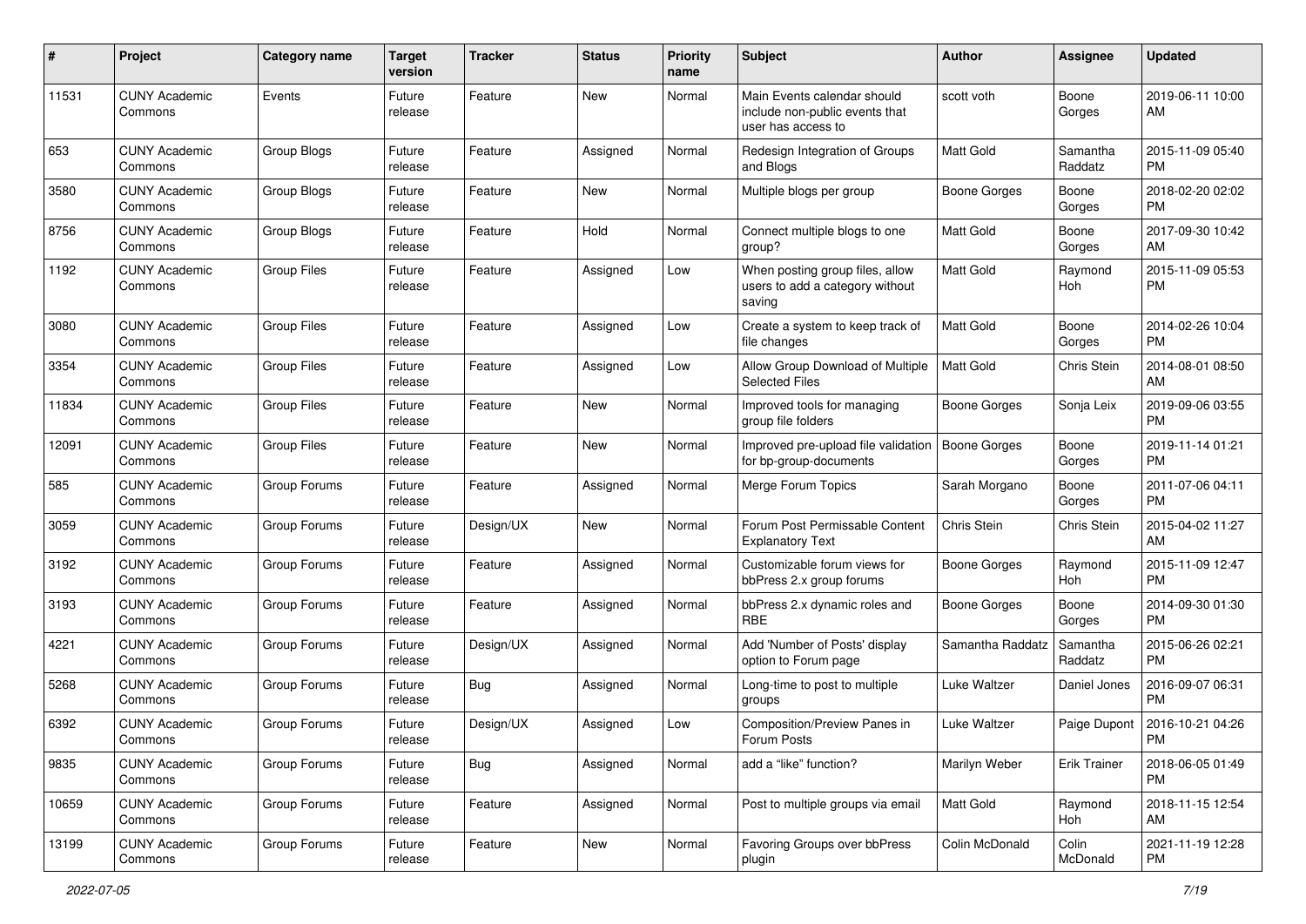| # | Project | Category name | Target version | Tracker | Status | Priority name | Subject | Author | Assignee | Updated |
|---|---|---|---|---|---|---|---|---|---|---|
| 11531 | CUNY Academic Commons | Events | Future release | Feature | New | Normal | Main Events calendar should include non-public events that user has access to | scott voth | Boone Gorges | 2019-06-11 10:00 AM |
| 653 | CUNY Academic Commons | Group Blogs | Future release | Feature | Assigned | Normal | Redesign Integration of Groups and Blogs | Matt Gold | Samantha Raddatz | 2015-11-09 05:40 PM |
| 3580 | CUNY Academic Commons | Group Blogs | Future release | Feature | New | Normal | Multiple blogs per group | Boone Gorges | Boone Gorges | 2018-02-20 02:02 PM |
| 8756 | CUNY Academic Commons | Group Blogs | Future release | Feature | Hold | Normal | Connect multiple blogs to one group? | Matt Gold | Boone Gorges | 2017-09-30 10:42 AM |
| 1192 | CUNY Academic Commons | Group Files | Future release | Feature | Assigned | Low | When posting group files, allow users to add a category without saving | Matt Gold | Raymond Hoh | 2015-11-09 05:53 PM |
| 3080 | CUNY Academic Commons | Group Files | Future release | Feature | Assigned | Low | Create a system to keep track of file changes | Matt Gold | Boone Gorges | 2014-02-26 10:04 PM |
| 3354 | CUNY Academic Commons | Group Files | Future release | Feature | Assigned | Low | Allow Group Download of Multiple Selected Files | Matt Gold | Chris Stein | 2014-08-01 08:50 AM |
| 11834 | CUNY Academic Commons | Group Files | Future release | Feature | New | Normal | Improved tools for managing group file folders | Boone Gorges | Sonja Leix | 2019-09-06 03:55 PM |
| 12091 | CUNY Academic Commons | Group Files | Future release | Feature | New | Normal | Improved pre-upload file validation for bp-group-documents | Boone Gorges | Boone Gorges | 2019-11-14 01:21 PM |
| 585 | CUNY Academic Commons | Group Forums | Future release | Feature | Assigned | Normal | Merge Forum Topics | Sarah Morgano | Boone Gorges | 2011-07-06 04:11 PM |
| 3059 | CUNY Academic Commons | Group Forums | Future release | Design/UX | New | Normal | Forum Post Permissable Content Explanatory Text | Chris Stein | Chris Stein | 2015-04-02 11:27 AM |
| 3192 | CUNY Academic Commons | Group Forums | Future release | Feature | Assigned | Normal | Customizable forum views for bbPress 2.x group forums | Boone Gorges | Raymond Hoh | 2015-11-09 12:47 PM |
| 3193 | CUNY Academic Commons | Group Forums | Future release | Feature | Assigned | Normal | bbPress 2.x dynamic roles and RBE | Boone Gorges | Boone Gorges | 2014-09-30 01:30 PM |
| 4221 | CUNY Academic Commons | Group Forums | Future release | Design/UX | Assigned | Normal | Add 'Number of Posts' display option to Forum page | Samantha Raddatz | Samantha Raddatz | 2015-06-26 02:21 PM |
| 5268 | CUNY Academic Commons | Group Forums | Future release | Bug | Assigned | Normal | Long-time to post to multiple groups | Luke Waltzer | Daniel Jones | 2016-09-07 06:31 PM |
| 6392 | CUNY Academic Commons | Group Forums | Future release | Design/UX | Assigned | Low | Composition/Preview Panes in Forum Posts | Luke Waltzer | Paige Dupont | 2016-10-21 04:26 PM |
| 9835 | CUNY Academic Commons | Group Forums | Future release | Bug | Assigned | Normal | add a "like" function? | Marilyn Weber | Erik Trainer | 2018-06-05 01:49 PM |
| 10659 | CUNY Academic Commons | Group Forums | Future release | Feature | Assigned | Normal | Post to multiple groups via email | Matt Gold | Raymond Hoh | 2018-11-15 12:54 AM |
| 13199 | CUNY Academic Commons | Group Forums | Future release | Feature | New | Normal | Favoring Groups over bbPress plugin | Colin McDonald | Colin McDonald | 2021-11-19 12:28 PM |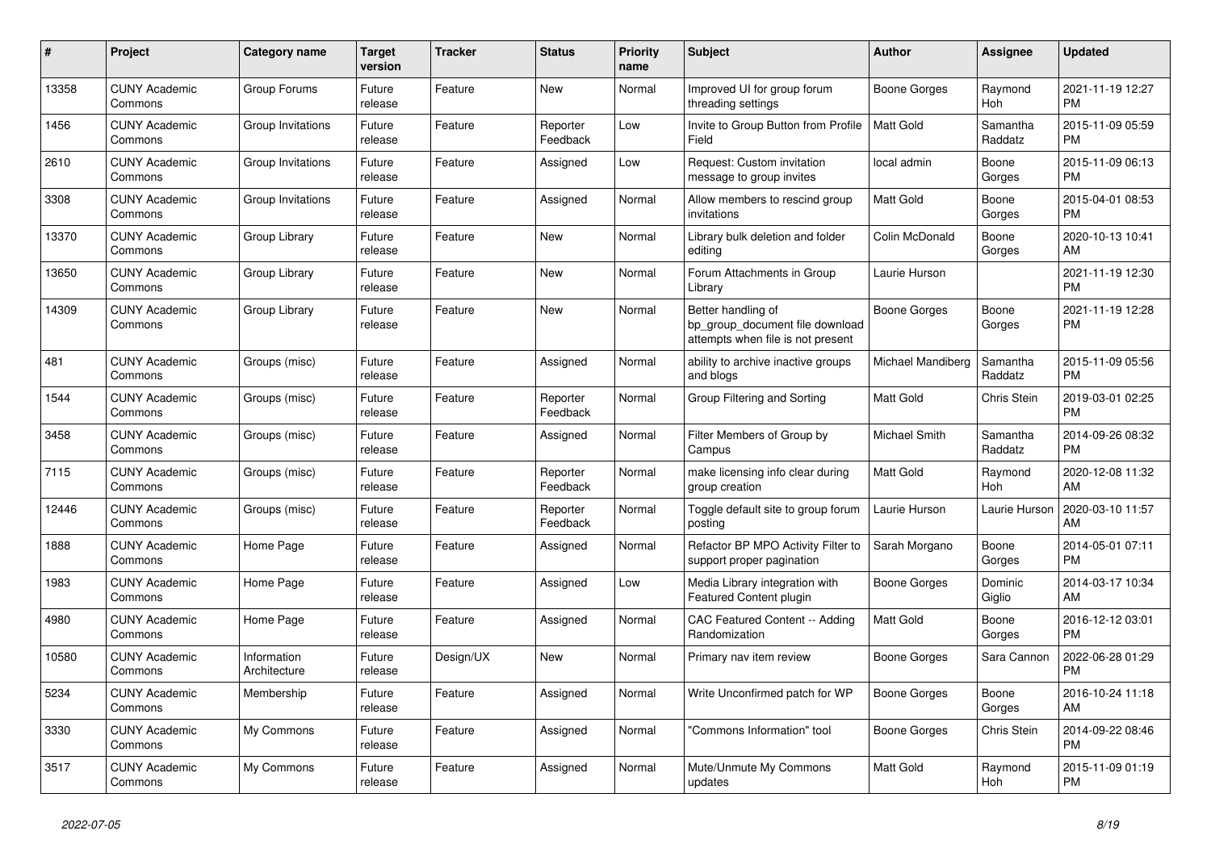| # | Project | Category name | Target version | Tracker | Status | Priority name | Subject | Author | Assignee | Updated |
|---|---|---|---|---|---|---|---|---|---|---|
| 13358 | CUNY Academic Commons | Group Forums | Future release | Feature | New | Normal | Improved UI for group forum threading settings | Boone Gorges | Raymond Hoh | 2021-11-19 12:27 PM |
| 1456 | CUNY Academic Commons | Group Invitations | Future release | Feature | Reporter Feedback | Low | Invite to Group Button from Profile Field | Matt Gold | Samantha Raddatz | 2015-11-09 05:59 PM |
| 2610 | CUNY Academic Commons | Group Invitations | Future release | Feature | Assigned | Low | Request: Custom invitation message to group invites | local admin | Boone Gorges | 2015-11-09 06:13 PM |
| 3308 | CUNY Academic Commons | Group Invitations | Future release | Feature | Assigned | Normal | Allow members to rescind group invitations | Matt Gold | Boone Gorges | 2015-04-01 08:53 PM |
| 13370 | CUNY Academic Commons | Group Library | Future release | Feature | New | Normal | Library bulk deletion and folder editing | Colin McDonald | Boone Gorges | 2020-10-13 10:41 AM |
| 13650 | CUNY Academic Commons | Group Library | Future release | Feature | New | Normal | Forum Attachments in Group Library | Laurie Hurson | | 2021-11-19 12:30 PM |
| 14309 | CUNY Academic Commons | Group Library | Future release | Feature | New | Normal | Better handling of bp_group_document file download attempts when file is not present | Boone Gorges | Boone Gorges | 2021-11-19 12:28 PM |
| 481 | CUNY Academic Commons | Groups (misc) | Future release | Feature | Assigned | Normal | ability to archive inactive groups and blogs | Michael Mandiberg | Samantha Raddatz | 2015-11-09 05:56 PM |
| 1544 | CUNY Academic Commons | Groups (misc) | Future release | Feature | Reporter Feedback | Normal | Group Filtering and Sorting | Matt Gold | Chris Stein | 2019-03-01 02:25 PM |
| 3458 | CUNY Academic Commons | Groups (misc) | Future release | Feature | Assigned | Normal | Filter Members of Group by Campus | Michael Smith | Samantha Raddatz | 2014-09-26 08:32 PM |
| 7115 | CUNY Academic Commons | Groups (misc) | Future release | Feature | Reporter Feedback | Normal | make licensing info clear during group creation | Matt Gold | Raymond Hoh | 2020-12-08 11:32 AM |
| 12446 | CUNY Academic Commons | Groups (misc) | Future release | Feature | Reporter Feedback | Normal | Toggle default site to group forum posting | Laurie Hurson | Laurie Hurson | 2020-03-10 11:57 AM |
| 1888 | CUNY Academic Commons | Home Page | Future release | Feature | Assigned | Normal | Refactor BP MPO Activity Filter to support proper pagination | Sarah Morgano | Boone Gorges | 2014-05-01 07:11 PM |
| 1983 | CUNY Academic Commons | Home Page | Future release | Feature | Assigned | Low | Media Library integration with Featured Content plugin | Boone Gorges | Dominic Giglio | 2014-03-17 10:34 AM |
| 4980 | CUNY Academic Commons | Home Page | Future release | Feature | Assigned | Normal | CAC Featured Content -- Adding Randomization | Matt Gold | Boone Gorges | 2016-12-12 03:01 PM |
| 10580 | CUNY Academic Commons | Information Architecture | Future release | Design/UX | New | Normal | Primary nav item review | Boone Gorges | Sara Cannon | 2022-06-28 01:29 PM |
| 5234 | CUNY Academic Commons | Membership | Future release | Feature | Assigned | Normal | Write Unconfirmed patch for WP | Boone Gorges | Boone Gorges | 2016-10-24 11:18 AM |
| 3330 | CUNY Academic Commons | My Commons | Future release | Feature | Assigned | Normal | "Commons Information" tool | Boone Gorges | Chris Stein | 2014-09-22 08:46 PM |
| 3517 | CUNY Academic Commons | My Commons | Future release | Feature | Assigned | Normal | Mute/Unmute My Commons updates | Matt Gold | Raymond Hoh | 2015-11-09 01:19 PM |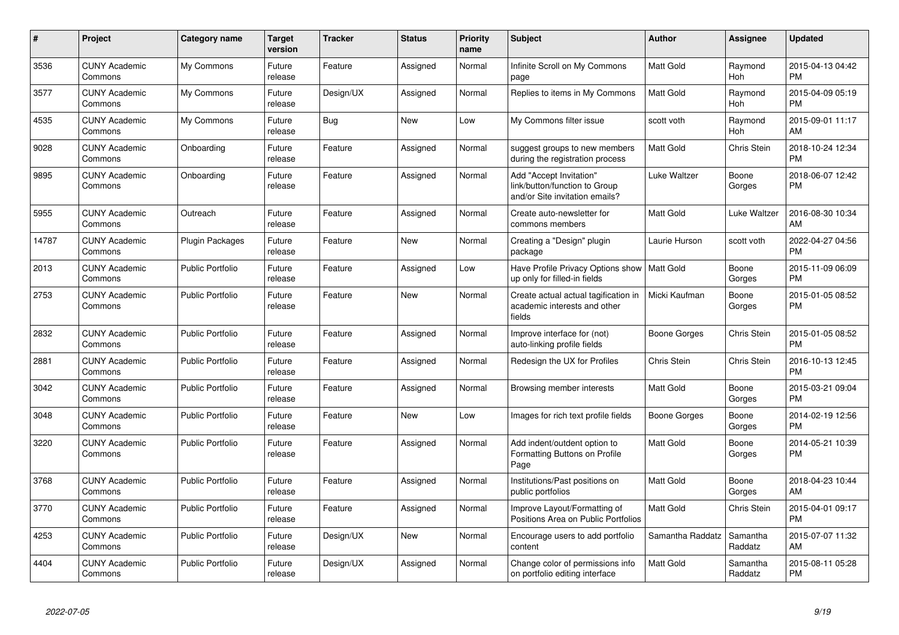| # | Project | Category name | Target version | Tracker | Status | Priority name | Subject | Author | Assignee | Updated |
|---|---|---|---|---|---|---|---|---|---|---|
| 3536 | CUNY Academic Commons | My Commons | Future release | Feature | Assigned | Normal | Infinite Scroll on My Commons page | Matt Gold | Raymond Hoh | 2015-04-13 04:42 PM |
| 3577 | CUNY Academic Commons | My Commons | Future release | Design/UX | Assigned | Normal | Replies to items in My Commons | Matt Gold | Raymond Hoh | 2015-04-09 05:19 PM |
| 4535 | CUNY Academic Commons | My Commons | Future release | Bug | New | Low | My Commons filter issue | scott voth | Raymond Hoh | 2015-09-01 11:17 AM |
| 9028 | CUNY Academic Commons | Onboarding | Future release | Feature | Assigned | Normal | suggest groups to new members during the registration process | Matt Gold | Chris Stein | 2018-10-24 12:34 PM |
| 9895 | CUNY Academic Commons | Onboarding | Future release | Feature | Assigned | Normal | Add "Accept Invitation" link/button/function to Group and/or Site invitation emails? | Luke Waltzer | Boone Gorges | 2018-06-07 12:42 PM |
| 5955 | CUNY Academic Commons | Outreach | Future release | Feature | Assigned | Normal | Create auto-newsletter for commons members | Matt Gold | Luke Waltzer | 2016-08-30 10:34 AM |
| 14787 | CUNY Academic Commons | Plugin Packages | Future release | Feature | New | Normal | Creating a "Design" plugin package | Laurie Hurson | scott voth | 2022-04-27 04:56 PM |
| 2013 | CUNY Academic Commons | Public Portfolio | Future release | Feature | Assigned | Low | Have Profile Privacy Options show up only for filled-in fields | Matt Gold | Boone Gorges | 2015-11-09 06:09 PM |
| 2753 | CUNY Academic Commons | Public Portfolio | Future release | Feature | New | Normal | Create actual actual tagification in academic interests and other fields | Micki Kaufman | Boone Gorges | 2015-01-05 08:52 PM |
| 2832 | CUNY Academic Commons | Public Portfolio | Future release | Feature | Assigned | Normal | Improve interface for (not) auto-linking profile fields | Boone Gorges | Chris Stein | 2015-01-05 08:52 PM |
| 2881 | CUNY Academic Commons | Public Portfolio | Future release | Feature | Assigned | Normal | Redesign the UX for Profiles | Chris Stein | Chris Stein | 2016-10-13 12:45 PM |
| 3042 | CUNY Academic Commons | Public Portfolio | Future release | Feature | Assigned | Normal | Browsing member interests | Matt Gold | Boone Gorges | 2015-03-21 09:04 PM |
| 3048 | CUNY Academic Commons | Public Portfolio | Future release | Feature | New | Low | Images for rich text profile fields | Boone Gorges | Boone Gorges | 2014-02-19 12:56 PM |
| 3220 | CUNY Academic Commons | Public Portfolio | Future release | Feature | Assigned | Normal | Add indent/outdent option to Formatting Buttons on Profile Page | Matt Gold | Boone Gorges | 2014-05-21 10:39 PM |
| 3768 | CUNY Academic Commons | Public Portfolio | Future release | Feature | Assigned | Normal | Institutions/Past positions on public portfolios | Matt Gold | Boone Gorges | 2018-04-23 10:44 AM |
| 3770 | CUNY Academic Commons | Public Portfolio | Future release | Feature | Assigned | Normal | Improve Layout/Formatting of Positions Area on Public Portfolios | Matt Gold | Chris Stein | 2015-04-01 09:17 PM |
| 4253 | CUNY Academic Commons | Public Portfolio | Future release | Design/UX | New | Normal | Encourage users to add portfolio content | Samantha Raddatz | Samantha Raddatz | 2015-07-07 11:32 AM |
| 4404 | CUNY Academic Commons | Public Portfolio | Future release | Design/UX | Assigned | Normal | Change color of permissions info on portfolio editing interface | Matt Gold | Samantha Raddatz | 2015-08-11 05:28 PM |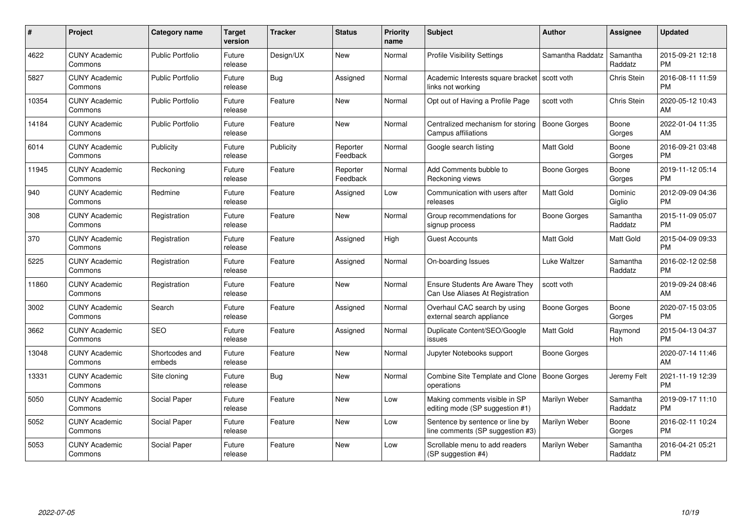| # | Project | Category name | Target version | Tracker | Status | Priority name | Subject | Author | Assignee | Updated |
|---|---|---|---|---|---|---|---|---|---|---|
| 4622 | CUNY Academic Commons | Public Portfolio | Future release | Design/UX | New | Normal | Profile Visibility Settings | Samantha Raddatz | Samantha Raddatz | 2015-09-21 12:18 PM |
| 5827 | CUNY Academic Commons | Public Portfolio | Future release | Bug | Assigned | Normal | Academic Interests square bracket links not working | scott voth | Chris Stein | 2016-08-11 11:59 PM |
| 10354 | CUNY Academic Commons | Public Portfolio | Future release | Feature | New | Normal | Opt out of Having a Profile Page | scott voth | Chris Stein | 2020-05-12 10:43 AM |
| 14184 | CUNY Academic Commons | Public Portfolio | Future release | Feature | New | Normal | Centralized mechanism for storing Campus affiliations | Boone Gorges | Boone Gorges | 2022-01-04 11:35 AM |
| 6014 | CUNY Academic Commons | Publicity | Future release | Publicity | Reporter Feedback | Normal | Google search listing | Matt Gold | Boone Gorges | 2016-09-21 03:48 PM |
| 11945 | CUNY Academic Commons | Reckoning | Future release | Feature | Reporter Feedback | Normal | Add Comments bubble to Reckoning views | Boone Gorges | Boone Gorges | 2019-11-12 05:14 PM |
| 940 | CUNY Academic Commons | Redmine | Future release | Feature | Assigned | Low | Communication with users after releases | Matt Gold | Dominic Giglio | 2012-09-09 04:36 PM |
| 308 | CUNY Academic Commons | Registration | Future release | Feature | New | Normal | Group recommendations for signup process | Boone Gorges | Samantha Raddatz | 2015-11-09 05:07 PM |
| 370 | CUNY Academic Commons | Registration | Future release | Feature | Assigned | High | Guest Accounts | Matt Gold | Matt Gold | 2015-04-09 09:33 PM |
| 5225 | CUNY Academic Commons | Registration | Future release | Feature | Assigned | Normal | On-boarding Issues | Luke Waltzer | Samantha Raddatz | 2016-02-12 02:58 PM |
| 11860 | CUNY Academic Commons | Registration | Future release | Feature | New | Normal | Ensure Students Are Aware They Can Use Aliases At Registration | scott voth | | 2019-09-24 08:46 AM |
| 3002 | CUNY Academic Commons | Search | Future release | Feature | Assigned | Normal | Overhaul CAC search by using external search appliance | Boone Gorges | Boone Gorges | 2020-07-15 03:05 PM |
| 3662 | CUNY Academic Commons | SEO | Future release | Feature | Assigned | Normal | Duplicate Content/SEO/Google issues | Matt Gold | Raymond Hoh | 2015-04-13 04:37 PM |
| 13048 | CUNY Academic Commons | Shortcodes and embeds | Future release | Feature | New | Normal | Jupyter Notebooks support | Boone Gorges | | 2020-07-14 11:46 AM |
| 13331 | CUNY Academic Commons | Site cloning | Future release | Bug | New | Normal | Combine Site Template and Clone operations | Boone Gorges | Jeremy Felt | 2021-11-19 12:39 PM |
| 5050 | CUNY Academic Commons | Social Paper | Future release | Feature | New | Low | Making comments visible in SP editing mode (SP suggestion #1) | Marilyn Weber | Samantha Raddatz | 2019-09-17 11:10 PM |
| 5052 | CUNY Academic Commons | Social Paper | Future release | Feature | New | Low | Sentence by sentence or line by line comments (SP suggestion #3) | Marilyn Weber | Boone Gorges | 2016-02-11 10:24 PM |
| 5053 | CUNY Academic Commons | Social Paper | Future release | Feature | New | Low | Scrollable menu to add readers (SP suggestion #4) | Marilyn Weber | Samantha Raddatz | 2016-04-21 05:21 PM |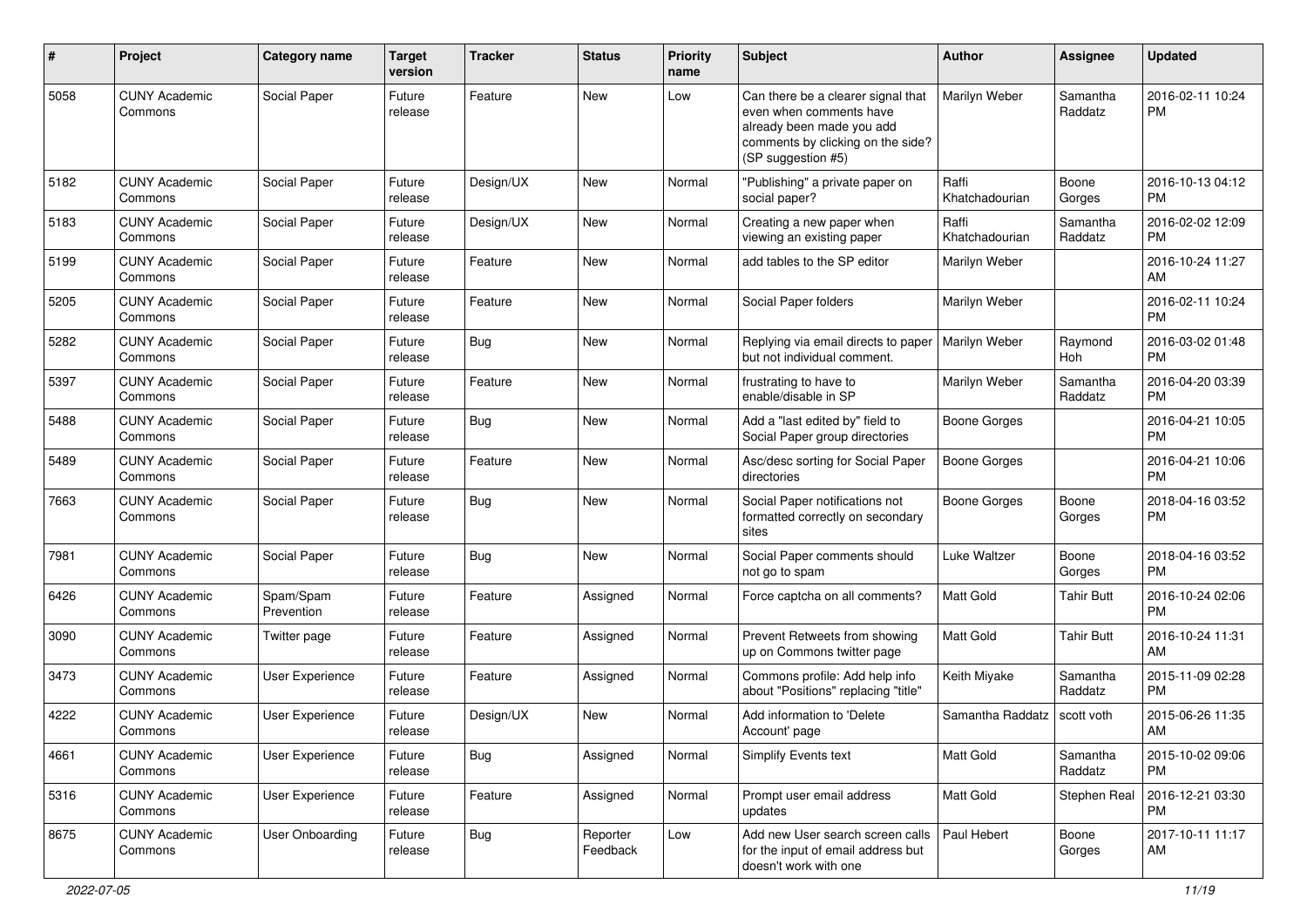| # | Project | Category name | Target version | Tracker | Status | Priority name | Subject | Author | Assignee | Updated |
|---|---|---|---|---|---|---|---|---|---|---|
| 5058 | CUNY Academic Commons | Social Paper | Future release | Feature | New | Low | Can there be a clearer signal that even when comments have already been made you add comments by clicking on the side? (SP suggestion #5) | Marilyn Weber | Samantha Raddatz | 2016-02-11 10:24 PM |
| 5182 | CUNY Academic Commons | Social Paper | Future release | Design/UX | New | Normal | "Publishing" a private paper on social paper? | Raffi Khatchadourian | Boone Gorges | 2016-10-13 04:12 PM |
| 5183 | CUNY Academic Commons | Social Paper | Future release | Design/UX | New | Normal | Creating a new paper when viewing an existing paper | Raffi Khatchadourian | Samantha Raddatz | 2016-02-02 12:09 PM |
| 5199 | CUNY Academic Commons | Social Paper | Future release | Feature | New | Normal | add tables to the SP editor | Marilyn Weber | | 2016-10-24 11:27 AM |
| 5205 | CUNY Academic Commons | Social Paper | Future release | Feature | New | Normal | Social Paper folders | Marilyn Weber | | 2016-02-11 10:24 PM |
| 5282 | CUNY Academic Commons | Social Paper | Future release | Bug | New | Normal | Replying via email directs to paper but not individual comment. | Marilyn Weber | Raymond Hoh | 2016-03-02 01:48 PM |
| 5397 | CUNY Academic Commons | Social Paper | Future release | Feature | New | Normal | frustrating to have to enable/disable in SP | Marilyn Weber | Samantha Raddatz | 2016-04-20 03:39 PM |
| 5488 | CUNY Academic Commons | Social Paper | Future release | Bug | New | Normal | Add a "last edited by" field to Social Paper group directories | Boone Gorges | | 2016-04-21 10:05 PM |
| 5489 | CUNY Academic Commons | Social Paper | Future release | Feature | New | Normal | Asc/desc sorting for Social Paper directories | Boone Gorges | | 2016-04-21 10:06 PM |
| 7663 | CUNY Academic Commons | Social Paper | Future release | Bug | New | Normal | Social Paper notifications not formatted correctly on secondary sites | Boone Gorges | Boone Gorges | 2018-04-16 03:52 PM |
| 7981 | CUNY Academic Commons | Social Paper | Future release | Bug | New | Normal | Social Paper comments should not go to spam | Luke Waltzer | Boone Gorges | 2018-04-16 03:52 PM |
| 6426 | CUNY Academic Commons | Spam/Spam Prevention | Future release | Feature | Assigned | Normal | Force captcha on all comments? | Matt Gold | Tahir Butt | 2016-10-24 02:06 PM |
| 3090 | CUNY Academic Commons | Twitter page | Future release | Feature | Assigned | Normal | Prevent Retweets from showing up on Commons twitter page | Matt Gold | Tahir Butt | 2016-10-24 11:31 AM |
| 3473 | CUNY Academic Commons | User Experience | Future release | Feature | Assigned | Normal | Commons profile: Add help info about "Positions" replacing "title" | Keith Miyake | Samantha Raddatz | 2015-11-09 02:28 PM |
| 4222 | CUNY Academic Commons | User Experience | Future release | Design/UX | New | Normal | Add information to 'Delete Account' page | Samantha Raddatz | scott voth | 2015-06-26 11:35 AM |
| 4661 | CUNY Academic Commons | User Experience | Future release | Bug | Assigned | Normal | Simplify Events text | Matt Gold | Samantha Raddatz | 2015-10-02 09:06 PM |
| 5316 | CUNY Academic Commons | User Experience | Future release | Feature | Assigned | Normal | Prompt user email address updates | Matt Gold | Stephen Real | 2016-12-21 03:30 PM |
| 8675 | CUNY Academic Commons | User Onboarding | Future release | Bug | Reporter Feedback | Low | Add new User search screen calls for the input of email address but doesn't work with one | Paul Hebert | Boone Gorges | 2017-10-11 11:17 AM |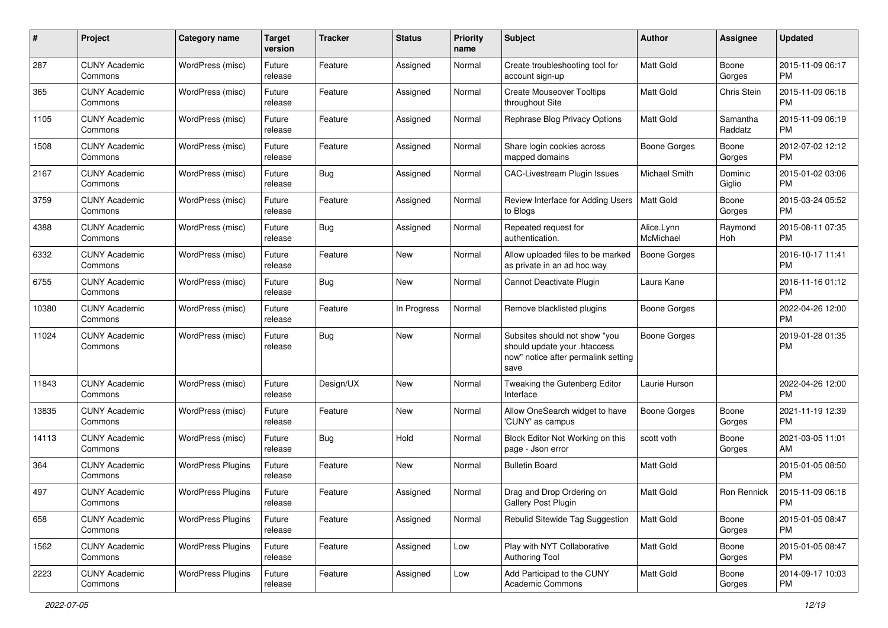| # | Project | Category name | Target version | Tracker | Status | Priority name | Subject | Author | Assignee | Updated |
|---|---|---|---|---|---|---|---|---|---|---|
| 287 | CUNY Academic Commons | WordPress (misc) | Future release | Feature | Assigned | Normal | Create troubleshooting tool for account sign-up | Matt Gold | Boone Gorges | 2015-11-09 06:17 PM |
| 365 | CUNY Academic Commons | WordPress (misc) | Future release | Feature | Assigned | Normal | Create Mouseover Tooltips throughout Site | Matt Gold | Chris Stein | 2015-11-09 06:18 PM |
| 1105 | CUNY Academic Commons | WordPress (misc) | Future release | Feature | Assigned | Normal | Rephrase Blog Privacy Options | Matt Gold | Samantha Raddatz | 2015-11-09 06:19 PM |
| 1508 | CUNY Academic Commons | WordPress (misc) | Future release | Feature | Assigned | Normal | Share login cookies across mapped domains | Boone Gorges | Boone Gorges | 2012-07-02 12:12 PM |
| 2167 | CUNY Academic Commons | WordPress (misc) | Future release | Bug | Assigned | Normal | CAC-Livestream Plugin Issues | Michael Smith | Dominic Giglio | 2015-01-02 03:06 PM |
| 3759 | CUNY Academic Commons | WordPress (misc) | Future release | Feature | Assigned | Normal | Review Interface for Adding Users to Blogs | Matt Gold | Boone Gorges | 2015-03-24 05:52 PM |
| 4388 | CUNY Academic Commons | WordPress (misc) | Future release | Bug | Assigned | Normal | Repeated request for authentication. | Alice.Lynn McMichael | Raymond Hoh | 2015-08-11 07:35 PM |
| 6332 | CUNY Academic Commons | WordPress (misc) | Future release | Feature | New | Normal | Allow uploaded files to be marked as private in an ad hoc way | Boone Gorges | | 2016-10-17 11:41 PM |
| 6755 | CUNY Academic Commons | WordPress (misc) | Future release | Bug | New | Normal | Cannot Deactivate Plugin | Laura Kane | | 2016-11-16 01:12 PM |
| 10380 | CUNY Academic Commons | WordPress (misc) | Future release | Feature | In Progress | Normal | Remove blacklisted plugins | Boone Gorges | | 2022-04-26 12:00 PM |
| 11024 | CUNY Academic Commons | WordPress (misc) | Future release | Bug | New | Normal | Subsites should not show "you should update your .htaccess now" notice after permalink setting save | Boone Gorges | | 2019-01-28 01:35 PM |
| 11843 | CUNY Academic Commons | WordPress (misc) | Future release | Design/UX | New | Normal | Tweaking the Gutenberg Editor Interface | Laurie Hurson | | 2022-04-26 12:00 PM |
| 13835 | CUNY Academic Commons | WordPress (misc) | Future release | Feature | New | Normal | Allow OneSearch widget to have 'CUNY' as campus | Boone Gorges | Boone Gorges | 2021-11-19 12:39 PM |
| 14113 | CUNY Academic Commons | WordPress (misc) | Future release | Bug | Hold | Normal | Block Editor Not Working on this page - Json error | scott voth | Boone Gorges | 2021-03-05 11:01 AM |
| 364 | CUNY Academic Commons | WordPress Plugins | Future release | Feature | New | Normal | Bulletin Board | Matt Gold | | 2015-01-05 08:50 PM |
| 497 | CUNY Academic Commons | WordPress Plugins | Future release | Feature | Assigned | Normal | Drag and Drop Ordering on Gallery Post Plugin | Matt Gold | Ron Rennick | 2015-11-09 06:18 PM |
| 658 | CUNY Academic Commons | WordPress Plugins | Future release | Feature | Assigned | Normal | Rebulid Sitewide Tag Suggestion | Matt Gold | Boone Gorges | 2015-01-05 08:47 PM |
| 1562 | CUNY Academic Commons | WordPress Plugins | Future release | Feature | Assigned | Low | Play with NYT Collaborative Authoring Tool | Matt Gold | Boone Gorges | 2015-01-05 08:47 PM |
| 2223 | CUNY Academic Commons | WordPress Plugins | Future release | Feature | Assigned | Low | Add Participad to the CUNY Academic Commons | Matt Gold | Boone Gorges | 2014-09-17 10:03 PM |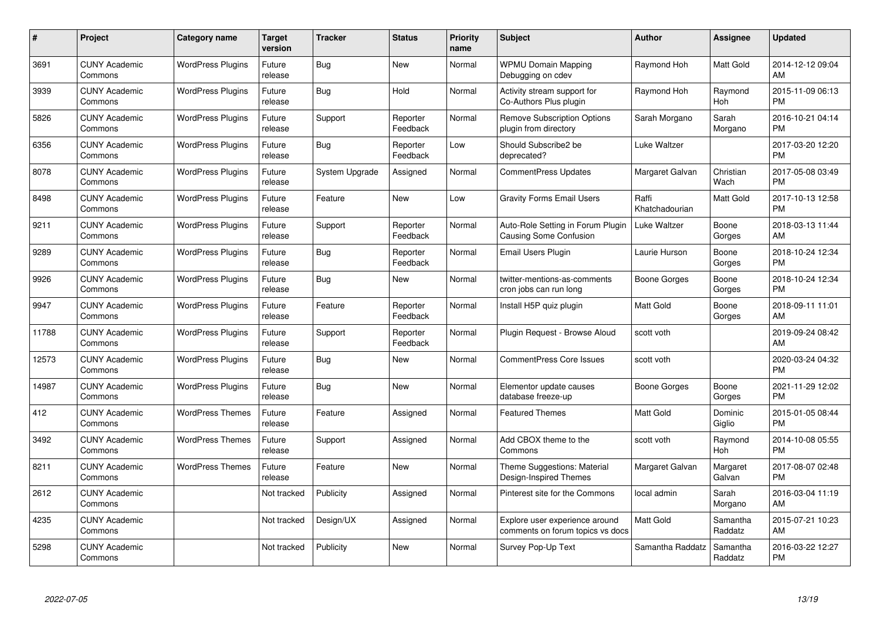| # | Project | Category name | Target version | Tracker | Status | Priority name | Subject | Author | Assignee | Updated |
|---|---|---|---|---|---|---|---|---|---|---|
| 3691 | CUNY Academic Commons | WordPress Plugins | Future release | Bug | New | Normal | WPMU Domain Mapping Debugging on cdev | Raymond Hoh | Matt Gold | 2014-12-12 09:04 AM |
| 3939 | CUNY Academic Commons | WordPress Plugins | Future release | Bug | Hold | Normal | Activity stream support for Co-Authors Plus plugin | Raymond Hoh | Raymond Hoh | 2015-11-09 06:13 PM |
| 5826 | CUNY Academic Commons | WordPress Plugins | Future release | Support | Reporter Feedback | Normal | Remove Subscription Options plugin from directory | Sarah Morgano | Sarah Morgano | 2016-10-21 04:14 PM |
| 6356 | CUNY Academic Commons | WordPress Plugins | Future release | Bug | Reporter Feedback | Low | Should Subscribe2 be deprecated? | Luke Waltzer | | 2017-03-20 12:20 PM |
| 8078 | CUNY Academic Commons | WordPress Plugins | Future release | System Upgrade | Assigned | Normal | CommentPress Updates | Margaret Galvan | Christian Wach | 2017-05-08 03:49 PM |
| 8498 | CUNY Academic Commons | WordPress Plugins | Future release | Feature | New | Low | Gravity Forms Email Users | Raffi Khatchadourian | Matt Gold | 2017-10-13 12:58 PM |
| 9211 | CUNY Academic Commons | WordPress Plugins | Future release | Support | Reporter Feedback | Normal | Auto-Role Setting in Forum Plugin Causing Some Confusion | Luke Waltzer | Boone Gorges | 2018-03-13 11:44 AM |
| 9289 | CUNY Academic Commons | WordPress Plugins | Future release | Bug | Reporter Feedback | Normal | Email Users Plugin | Laurie Hurson | Boone Gorges | 2018-10-24 12:34 PM |
| 9926 | CUNY Academic Commons | WordPress Plugins | Future release | Bug | New | Normal | twitter-mentions-as-comments cron jobs can run long | Boone Gorges | Boone Gorges | 2018-10-24 12:34 PM |
| 9947 | CUNY Academic Commons | WordPress Plugins | Future release | Feature | Reporter Feedback | Normal | Install H5P quiz plugin | Matt Gold | Boone Gorges | 2018-09-11 11:01 AM |
| 11788 | CUNY Academic Commons | WordPress Plugins | Future release | Support | Reporter Feedback | Normal | Plugin Request - Browse Aloud | scott voth | | 2019-09-24 08:42 AM |
| 12573 | CUNY Academic Commons | WordPress Plugins | Future release | Bug | New | Normal | CommentPress Core Issues | scott voth | | 2020-03-24 04:32 PM |
| 14987 | CUNY Academic Commons | WordPress Plugins | Future release | Bug | New | Normal | Elementor update causes database freeze-up | Boone Gorges | Boone Gorges | 2021-11-29 12:02 PM |
| 412 | CUNY Academic Commons | WordPress Themes | Future release | Feature | Assigned | Normal | Featured Themes | Matt Gold | Dominic Giglio | 2015-01-05 08:44 PM |
| 3492 | CUNY Academic Commons | WordPress Themes | Future release | Support | Assigned | Normal | Add CBOX theme to the Commons | scott voth | Raymond Hoh | 2014-10-08 05:55 PM |
| 8211 | CUNY Academic Commons | WordPress Themes | Future release | Feature | New | Normal | Theme Suggestions: Material Design-Inspired Themes | Margaret Galvan | Margaret Galvan | 2017-08-07 02:48 PM |
| 2612 | CUNY Academic Commons | | Not tracked | Publicity | Assigned | Normal | Pinterest site for the Commons | local admin | Sarah Morgano | 2016-03-04 11:19 AM |
| 4235 | CUNY Academic Commons | | Not tracked | Design/UX | Assigned | Normal | Explore user experience around comments on forum topics vs docs | Matt Gold | Samantha Raddatz | 2015-07-21 10:23 AM |
| 5298 | CUNY Academic Commons | | Not tracked | Publicity | New | Normal | Survey Pop-Up Text | Samantha Raddatz | Samantha Raddatz | 2016-03-22 12:27 PM |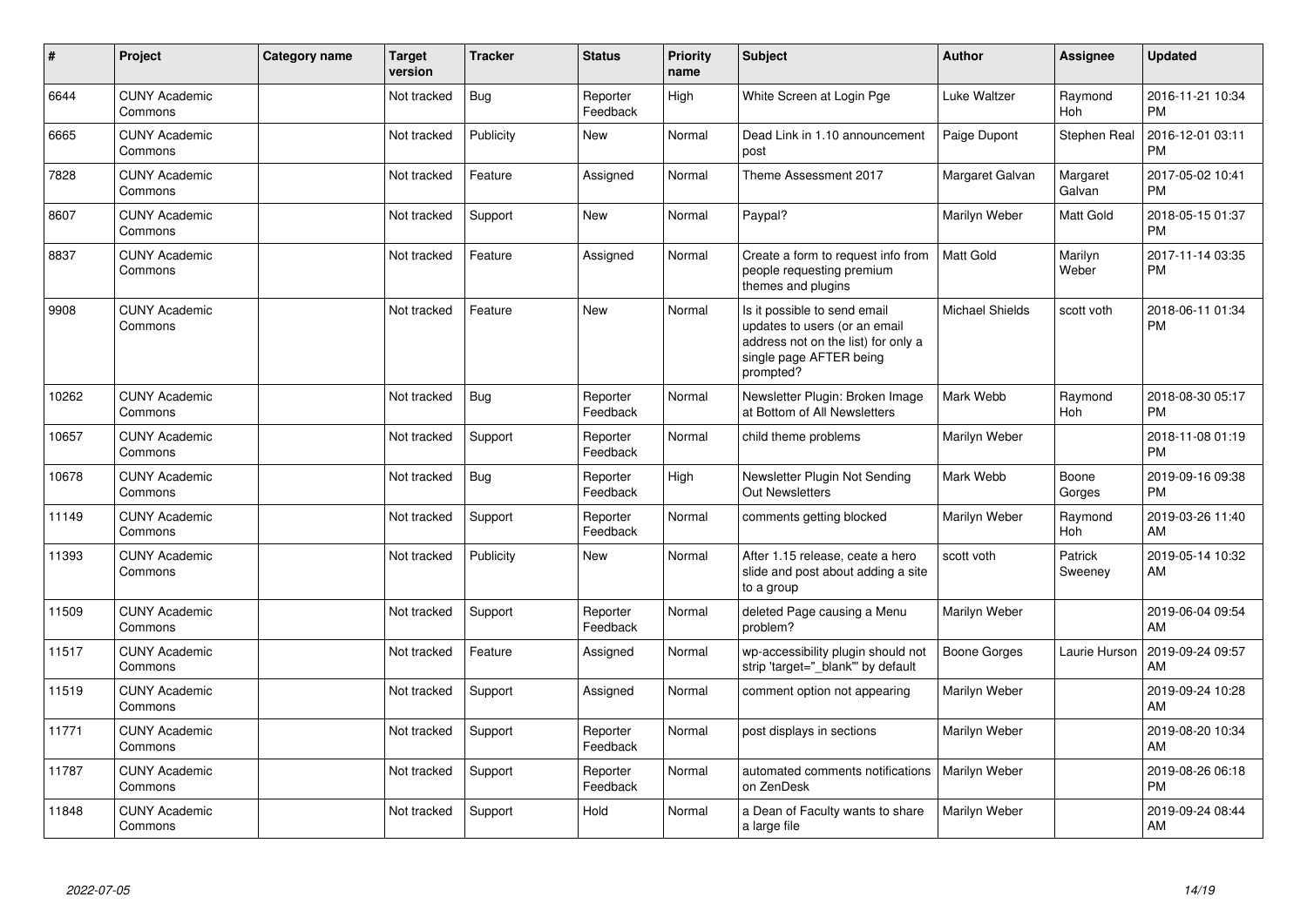| # | Project | Category name | Target version | Tracker | Status | Priority name | Subject | Author | Assignee | Updated |
|---|---|---|---|---|---|---|---|---|---|---|
| 6644 | CUNY Academic Commons | | Not tracked | Bug | Reporter Feedback | High | White Screen at Login Pge | Luke Waltzer | Raymond Hoh | 2016-11-21 10:34 PM |
| 6665 | CUNY Academic Commons | | Not tracked | Publicity | New | Normal | Dead Link in 1.10 announcement post | Paige Dupont | Stephen Real | 2016-12-01 03:11 PM |
| 7828 | CUNY Academic Commons | | Not tracked | Feature | Assigned | Normal | Theme Assessment 2017 | Margaret Galvan | Margaret Galvan | 2017-05-02 10:41 PM |
| 8607 | CUNY Academic Commons | | Not tracked | Support | New | Normal | Paypal? | Marilyn Weber | Matt Gold | 2018-05-15 01:37 PM |
| 8837 | CUNY Academic Commons | | Not tracked | Feature | Assigned | Normal | Create a form to request info from people requesting premium themes and plugins | Matt Gold | Marilyn Weber | 2017-11-14 03:35 PM |
| 9908 | CUNY Academic Commons | | Not tracked | Feature | New | Normal | Is it possible to send email updates to users (or an email address not on the list) for only a single page AFTER being prompted? | Michael Shields | scott voth | 2018-06-11 01:34 PM |
| 10262 | CUNY Academic Commons | | Not tracked | Bug | Reporter Feedback | Normal | Newsletter Plugin: Broken Image at Bottom of All Newsletters | Mark Webb | Raymond Hoh | 2018-08-30 05:17 PM |
| 10657 | CUNY Academic Commons | | Not tracked | Support | Reporter Feedback | Normal | child theme problems | Marilyn Weber | | 2018-11-08 01:19 PM |
| 10678 | CUNY Academic Commons | | Not tracked | Bug | Reporter Feedback | High | Newsletter Plugin Not Sending Out Newsletters | Mark Webb | Boone Gorges | 2019-09-16 09:38 PM |
| 11149 | CUNY Academic Commons | | Not tracked | Support | Reporter Feedback | Normal | comments getting blocked | Marilyn Weber | Raymond Hoh | 2019-03-26 11:40 AM |
| 11393 | CUNY Academic Commons | | Not tracked | Publicity | New | Normal | After 1.15 release, ceate a hero slide and post about adding a site to a group | scott voth | Patrick Sweeney | 2019-05-14 10:32 AM |
| 11509 | CUNY Academic Commons | | Not tracked | Support | Reporter Feedback | Normal | deleted Page causing a Menu problem? | Marilyn Weber | | 2019-06-04 09:54 AM |
| 11517 | CUNY Academic Commons | | Not tracked | Feature | Assigned | Normal | wp-accessibility plugin should not strip 'target="_blank"' by default | Boone Gorges | Laurie Hurson | 2019-09-24 09:57 AM |
| 11519 | CUNY Academic Commons | | Not tracked | Support | Assigned | Normal | comment option not appearing | Marilyn Weber | | 2019-09-24 10:28 AM |
| 11771 | CUNY Academic Commons | | Not tracked | Support | Reporter Feedback | Normal | post displays in sections | Marilyn Weber | | 2019-08-20 10:34 AM |
| 11787 | CUNY Academic Commons | | Not tracked | Support | Reporter Feedback | Normal | automated comments notifications on ZenDesk | Marilyn Weber | | 2019-08-26 06:18 PM |
| 11848 | CUNY Academic Commons | | Not tracked | Support | Hold | Normal | a Dean of Faculty wants to share a large file | Marilyn Weber | | 2019-09-24 08:44 AM |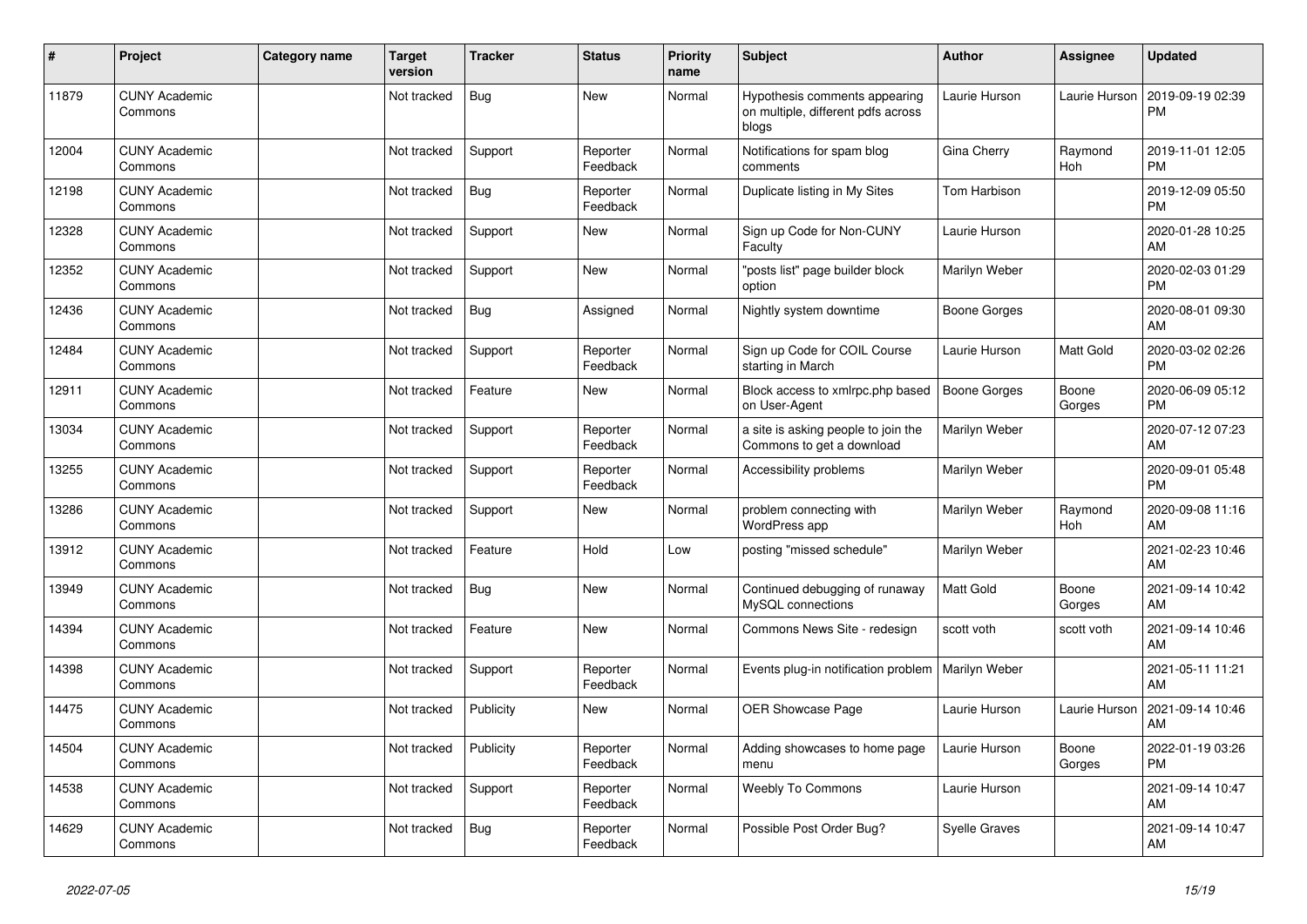| # | Project | Category name | Target version | Tracker | Status | Priority name | Subject | Author | Assignee | Updated |
|---|---|---|---|---|---|---|---|---|---|---|
| 11879 | CUNY Academic Commons | | Not tracked | Bug | New | Normal | Hypothesis comments appearing on multiple, different pdfs across blogs | Laurie Hurson | Laurie Hurson | 2019-09-19 02:39 PM |
| 12004 | CUNY Academic Commons | | Not tracked | Support | Reporter Feedback | Normal | Notifications for spam blog comments | Gina Cherry | Raymond Hoh | 2019-11-01 12:05 PM |
| 12198 | CUNY Academic Commons | | Not tracked | Bug | Reporter Feedback | Normal | Duplicate listing in My Sites | Tom Harbison | | 2019-12-09 05:50 PM |
| 12328 | CUNY Academic Commons | | Not tracked | Support | New | Normal | Sign up Code for Non-CUNY Faculty | Laurie Hurson | | 2020-01-28 10:25 AM |
| 12352 | CUNY Academic Commons | | Not tracked | Support | New | Normal | "posts list" page builder block option | Marilyn Weber | | 2020-02-03 01:29 PM |
| 12436 | CUNY Academic Commons | | Not tracked | Bug | Assigned | Normal | Nightly system downtime | Boone Gorges | | 2020-08-01 09:30 AM |
| 12484 | CUNY Academic Commons | | Not tracked | Support | Reporter Feedback | Normal | Sign up Code for COIL Course starting in March | Laurie Hurson | Matt Gold | 2020-03-02 02:26 PM |
| 12911 | CUNY Academic Commons | | Not tracked | Feature | New | Normal | Block access to xmlrpc.php based on User-Agent | Boone Gorges | Boone Gorges | 2020-06-09 05:12 PM |
| 13034 | CUNY Academic Commons | | Not tracked | Support | Reporter Feedback | Normal | a site is asking people to join the Commons to get a download | Marilyn Weber | | 2020-07-12 07:23 AM |
| 13255 | CUNY Academic Commons | | Not tracked | Support | Reporter Feedback | Normal | Accessibility problems | Marilyn Weber | | 2020-09-01 05:48 PM |
| 13286 | CUNY Academic Commons | | Not tracked | Support | New | Normal | problem connecting with WordPress app | Marilyn Weber | Raymond Hoh | 2020-09-08 11:16 AM |
| 13912 | CUNY Academic Commons | | Not tracked | Feature | Hold | Low | posting "missed schedule" | Marilyn Weber | | 2021-02-23 10:46 AM |
| 13949 | CUNY Academic Commons | | Not tracked | Bug | New | Normal | Continued debugging of runaway MySQL connections | Matt Gold | Boone Gorges | 2021-09-14 10:42 AM |
| 14394 | CUNY Academic Commons | | Not tracked | Feature | New | Normal | Commons News Site - redesign | scott voth | scott voth | 2021-09-14 10:46 AM |
| 14398 | CUNY Academic Commons | | Not tracked | Support | Reporter Feedback | Normal | Events plug-in notification problem | Marilyn Weber | | 2021-05-11 11:21 AM |
| 14475 | CUNY Academic Commons | | Not tracked | Publicity | New | Normal | OER Showcase Page | Laurie Hurson | Laurie Hurson | 2021-09-14 10:46 AM |
| 14504 | CUNY Academic Commons | | Not tracked | Publicity | Reporter Feedback | Normal | Adding showcases to home page menu | Laurie Hurson | Boone Gorges | 2022-01-19 03:26 PM |
| 14538 | CUNY Academic Commons | | Not tracked | Support | Reporter Feedback | Normal | Weebly To Commons | Laurie Hurson | | 2021-09-14 10:47 AM |
| 14629 | CUNY Academic Commons | | Not tracked | Bug | Reporter Feedback | Normal | Possible Post Order Bug? | Syelle Graves | | 2021-09-14 10:47 AM |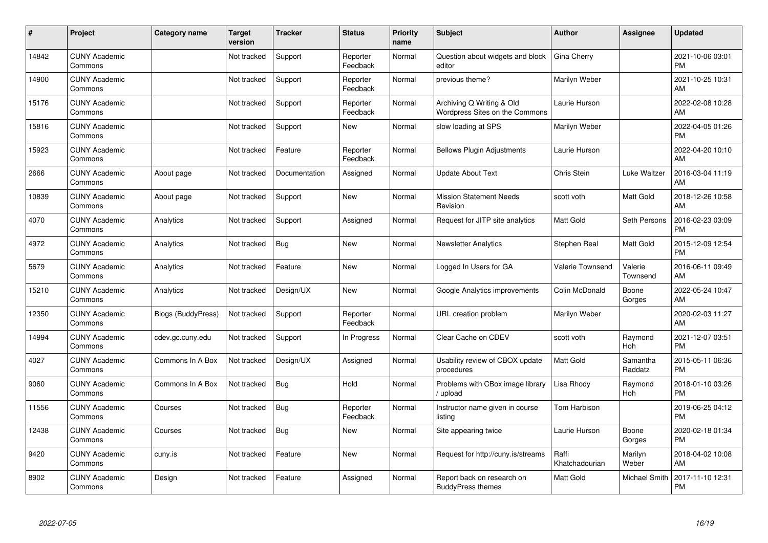| # | Project | Category name | Target version | Tracker | Status | Priority name | Subject | Author | Assignee | Updated |
|---|---|---|---|---|---|---|---|---|---|---|
| 14842 | CUNY Academic Commons | | Not tracked | Support | Reporter Feedback | Normal | Question about widgets and block editor | Gina Cherry | | 2021-10-06 03:01 PM |
| 14900 | CUNY Academic Commons | | Not tracked | Support | Reporter Feedback | Normal | previous theme? | Marilyn Weber | | 2021-10-25 10:31 AM |
| 15176 | CUNY Academic Commons | | Not tracked | Support | Reporter Feedback | Normal | Archiving Q Writing & Old Wordpress Sites on the Commons | Laurie Hurson | | 2022-02-08 10:28 AM |
| 15816 | CUNY Academic Commons | | Not tracked | Support | New | Normal | slow loading at SPS | Marilyn Weber | | 2022-04-05 01:26 PM |
| 15923 | CUNY Academic Commons | | Not tracked | Feature | Reporter Feedback | Normal | Bellows Plugin Adjustments | Laurie Hurson | | 2022-04-20 10:10 AM |
| 2666 | CUNY Academic Commons | About page | Not tracked | Documentation | Assigned | Normal | Update About Text | Chris Stein | Luke Waltzer | 2016-03-04 11:19 AM |
| 10839 | CUNY Academic Commons | About page | Not tracked | Support | New | Normal | Mission Statement Needs Revision | scott voth | Matt Gold | 2018-12-26 10:58 AM |
| 4070 | CUNY Academic Commons | Analytics | Not tracked | Support | Assigned | Normal | Request for JITP site analytics | Matt Gold | Seth Persons | 2016-02-23 03:09 PM |
| 4972 | CUNY Academic Commons | Analytics | Not tracked | Bug | New | Normal | Newsletter Analytics | Stephen Real | Matt Gold | 2015-12-09 12:54 PM |
| 5679 | CUNY Academic Commons | Analytics | Not tracked | Feature | New | Normal | Logged In Users for GA | Valerie Townsend | Valerie Townsend | 2016-06-11 09:49 AM |
| 15210 | CUNY Academic Commons | Analytics | Not tracked | Design/UX | New | Normal | Google Analytics improvements | Colin McDonald | Boone Gorges | 2022-05-24 10:47 AM |
| 12350 | CUNY Academic Commons | Blogs (BuddyPress) | Not tracked | Support | Reporter Feedback | Normal | URL creation problem | Marilyn Weber | | 2020-02-03 11:27 AM |
| 14994 | CUNY Academic Commons | cdev.gc.cuny.edu | Not tracked | Support | In Progress | Normal | Clear Cache on CDEV | scott voth | Raymond Hoh | 2021-12-07 03:51 PM |
| 4027 | CUNY Academic Commons | Commons In A Box | Not tracked | Design/UX | Assigned | Normal | Usability review of CBOX update procedures | Matt Gold | Samantha Raddatz | 2015-05-11 06:36 PM |
| 9060 | CUNY Academic Commons | Commons In A Box | Not tracked | Bug | Hold | Normal | Problems with CBox image library / upload | Lisa Rhody | Raymond Hoh | 2018-01-10 03:26 PM |
| 11556 | CUNY Academic Commons | Courses | Not tracked | Bug | Reporter Feedback | Normal | Instructor name given in course listing | Tom Harbison | | 2019-06-25 04:12 PM |
| 12438 | CUNY Academic Commons | Courses | Not tracked | Bug | New | Normal | Site appearing twice | Laurie Hurson | Boone Gorges | 2020-02-18 01:34 PM |
| 9420 | CUNY Academic Commons | cuny.is | Not tracked | Feature | New | Normal | Request for http://cuny.is/streams | Raffi Khatchadourian | Marilyn Weber | 2018-04-02 10:08 AM |
| 8902 | CUNY Academic Commons | Design | Not tracked | Feature | Assigned | Normal | Report back on research on BuddyPress themes | Matt Gold | Michael Smith | 2017-11-10 12:31 PM |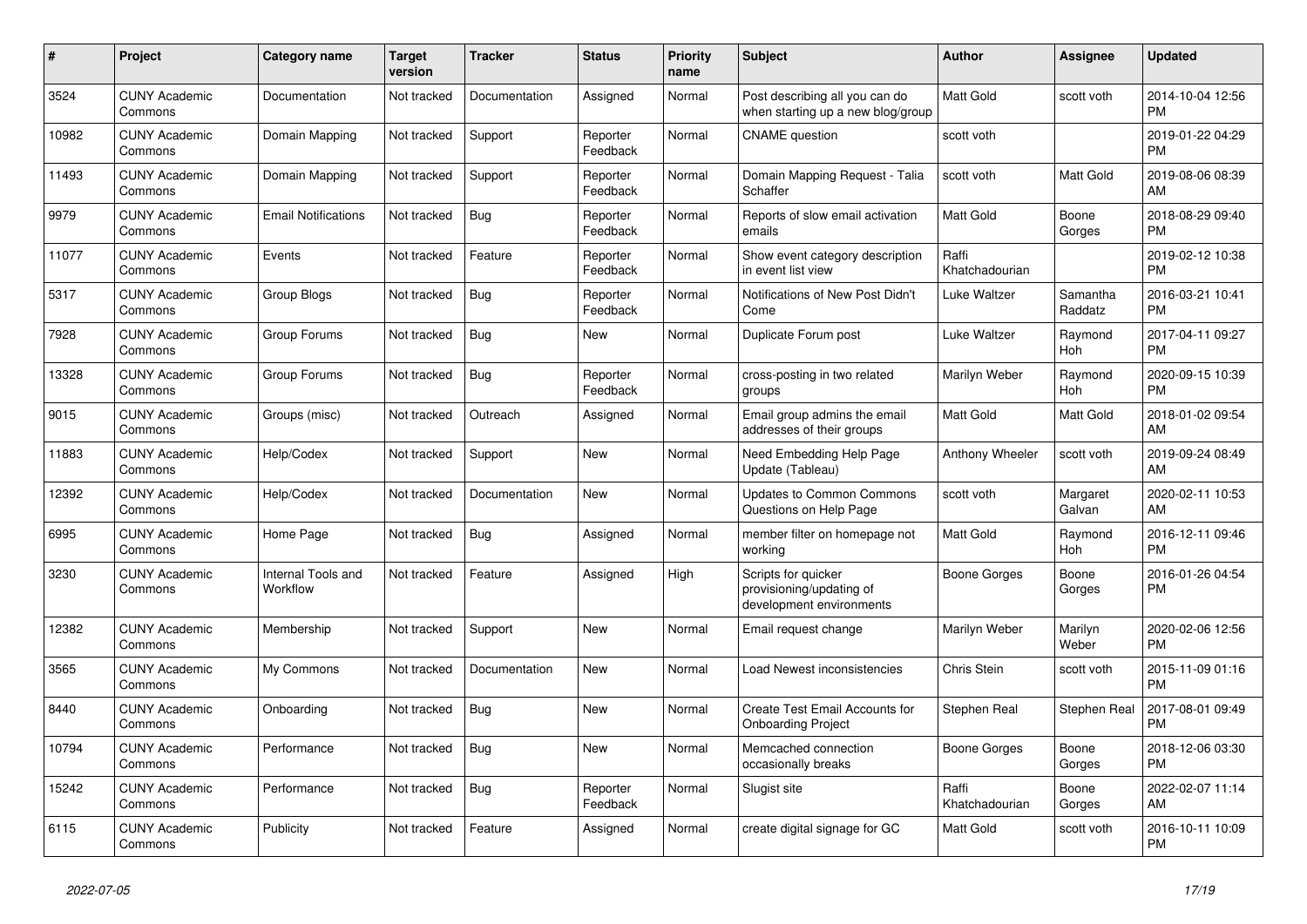| # | Project | Category name | Target version | Tracker | Status | Priority name | Subject | Author | Assignee | Updated |
|---|---|---|---|---|---|---|---|---|---|---|
| 3524 | CUNY Academic Commons | Documentation | Not tracked | Documentation | Assigned | Normal | Post describing all you can do when starting up a new blog/group | Matt Gold | scott voth | 2014-10-04 12:56 PM |
| 10982 | CUNY Academic Commons | Domain Mapping | Not tracked | Support | Reporter Feedback | Normal | CNAME question | scott voth | | 2019-01-22 04:29 PM |
| 11493 | CUNY Academic Commons | Domain Mapping | Not tracked | Support | Reporter Feedback | Normal | Domain Mapping Request - Talia Schaffer | scott voth | Matt Gold | 2019-08-06 08:39 AM |
| 9979 | CUNY Academic Commons | Email Notifications | Not tracked | Bug | Reporter Feedback | Normal | Reports of slow email activation emails | Matt Gold | Boone Gorges | 2018-08-29 09:40 PM |
| 11077 | CUNY Academic Commons | Events | Not tracked | Feature | Reporter Feedback | Normal | Show event category description in event list view | Raffi Khatchadourian | | 2019-02-12 10:38 PM |
| 5317 | CUNY Academic Commons | Group Blogs | Not tracked | Bug | Reporter Feedback | Normal | Notifications of New Post Didn't Come | Luke Waltzer | Samantha Raddatz | 2016-03-21 10:41 PM |
| 7928 | CUNY Academic Commons | Group Forums | Not tracked | Bug | New | Normal | Duplicate Forum post | Luke Waltzer | Raymond Hoh | 2017-04-11 09:27 PM |
| 13328 | CUNY Academic Commons | Group Forums | Not tracked | Bug | Reporter Feedback | Normal | cross-posting in two related groups | Marilyn Weber | Raymond Hoh | 2020-09-15 10:39 PM |
| 9015 | CUNY Academic Commons | Groups (misc) | Not tracked | Outreach | Assigned | Normal | Email group admins the email addresses of their groups | Matt Gold | Matt Gold | 2018-01-02 09:54 AM |
| 11883 | CUNY Academic Commons | Help/Codex | Not tracked | Support | New | Normal | Need Embedding Help Page Update (Tableau) | Anthony Wheeler | scott voth | 2019-09-24 08:49 AM |
| 12392 | CUNY Academic Commons | Help/Codex | Not tracked | Documentation | New | Normal | Updates to Common Commons Questions on Help Page | scott voth | Margaret Galvan | 2020-02-11 10:53 AM |
| 6995 | CUNY Academic Commons | Home Page | Not tracked | Bug | Assigned | Normal | member filter on homepage not working | Matt Gold | Raymond Hoh | 2016-12-11 09:46 PM |
| 3230 | CUNY Academic Commons | Internal Tools and Workflow | Not tracked | Feature | Assigned | High | Scripts for quicker provisioning/updating of development environments | Boone Gorges | Boone Gorges | 2016-01-26 04:54 PM |
| 12382 | CUNY Academic Commons | Membership | Not tracked | Support | New | Normal | Email request change | Marilyn Weber | Marilyn Weber | 2020-02-06 12:56 PM |
| 3565 | CUNY Academic Commons | My Commons | Not tracked | Documentation | New | Normal | Load Newest inconsistencies | Chris Stein | scott voth | 2015-11-09 01:16 PM |
| 8440 | CUNY Academic Commons | Onboarding | Not tracked | Bug | New | Normal | Create Test Email Accounts for Onboarding Project | Stephen Real | Stephen Real | 2017-08-01 09:49 PM |
| 10794 | CUNY Academic Commons | Performance | Not tracked | Bug | New | Normal | Memcached connection occasionally breaks | Boone Gorges | Boone Gorges | 2018-12-06 03:30 PM |
| 15242 | CUNY Academic Commons | Performance | Not tracked | Bug | Reporter Feedback | Normal | Slugist site | Raffi Khatchadourian | Boone Gorges | 2022-02-07 11:14 AM |
| 6115 | CUNY Academic Commons | Publicity | Not tracked | Feature | Assigned | Normal | create digital signage for GC | Matt Gold | scott voth | 2016-10-11 10:09 PM |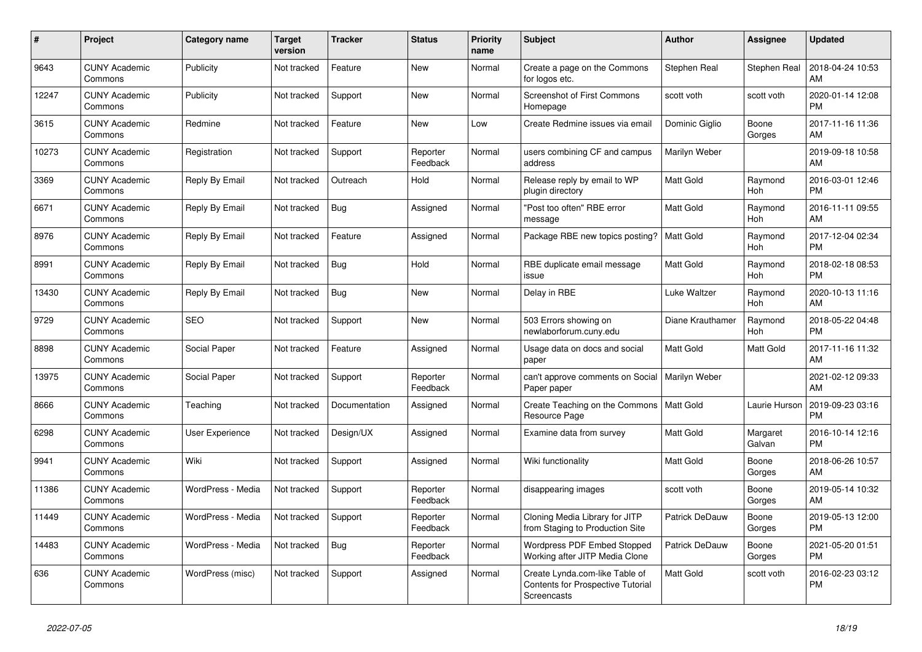| # | Project | Category name | Target version | Tracker | Status | Priority name | Subject | Author | Assignee | Updated |
|---|---|---|---|---|---|---|---|---|---|---|
| 9643 | CUNY Academic Commons | Publicity | Not tracked | Feature | New | Normal | Create a page on the Commons for logos etc. | Stephen Real | Stephen Real | 2018-04-24 10:53 AM |
| 12247 | CUNY Academic Commons | Publicity | Not tracked | Support | New | Normal | Screenshot of First Commons Homepage | scott voth | scott voth | 2020-01-14 12:08 PM |
| 3615 | CUNY Academic Commons | Redmine | Not tracked | Feature | New | Low | Create Redmine issues via email | Dominic Giglio | Boone Gorges | 2017-11-16 11:36 AM |
| 10273 | CUNY Academic Commons | Registration | Not tracked | Support | Reporter Feedback | Normal | users combining CF and campus address | Marilyn Weber | | 2019-09-18 10:58 AM |
| 3369 | CUNY Academic Commons | Reply By Email | Not tracked | Outreach | Hold | Normal | Release reply by email to WP plugin directory | Matt Gold | Raymond Hoh | 2016-03-01 12:46 PM |
| 6671 | CUNY Academic Commons | Reply By Email | Not tracked | Bug | Assigned | Normal | "Post too often" RBE error message | Matt Gold | Raymond Hoh | 2016-11-11 09:55 AM |
| 8976 | CUNY Academic Commons | Reply By Email | Not tracked | Feature | Assigned | Normal | Package RBE new topics posting? | Matt Gold | Raymond Hoh | 2017-12-04 02:34 PM |
| 8991 | CUNY Academic Commons | Reply By Email | Not tracked | Bug | Hold | Normal | RBE duplicate email message issue | Matt Gold | Raymond Hoh | 2018-02-18 08:53 PM |
| 13430 | CUNY Academic Commons | Reply By Email | Not tracked | Bug | New | Normal | Delay in RBE | Luke Waltzer | Raymond Hoh | 2020-10-13 11:16 AM |
| 9729 | CUNY Academic Commons | SEO | Not tracked | Support | New | Normal | 503 Errors showing on newlaborforum.cuny.edu | Diane Krauthamer | Raymond Hoh | 2018-05-22 04:48 PM |
| 8898 | CUNY Academic Commons | Social Paper | Not tracked | Feature | Assigned | Normal | Usage data on docs and social paper | Matt Gold | Matt Gold | 2017-11-16 11:32 AM |
| 13975 | CUNY Academic Commons | Social Paper | Not tracked | Support | Reporter Feedback | Normal | can't approve comments on Social Paper paper | Marilyn Weber | | 2021-02-12 09:33 AM |
| 8666 | CUNY Academic Commons | Teaching | Not tracked | Documentation | Assigned | Normal | Create Teaching on the Commons Resource Page | Matt Gold | Laurie Hurson | 2019-09-23 03:16 PM |
| 6298 | CUNY Academic Commons | User Experience | Not tracked | Design/UX | Assigned | Normal | Examine data from survey | Matt Gold | Margaret Galvan | 2016-10-14 12:16 PM |
| 9941 | CUNY Academic Commons | Wiki | Not tracked | Support | Assigned | Normal | Wiki functionality | Matt Gold | Boone Gorges | 2018-06-26 10:57 AM |
| 11386 | CUNY Academic Commons | WordPress - Media | Not tracked | Support | Reporter Feedback | Normal | disappearing images | scott voth | Boone Gorges | 2019-05-14 10:32 AM |
| 11449 | CUNY Academic Commons | WordPress - Media | Not tracked | Support | Reporter Feedback | Normal | Cloning Media Library for JITP from Staging to Production Site | Patrick DeDauw | Boone Gorges | 2019-05-13 12:00 PM |
| 14483 | CUNY Academic Commons | WordPress - Media | Not tracked | Bug | Reporter Feedback | Normal | Wordpress PDF Embed Stopped Working after JITP Media Clone | Patrick DeDauw | Boone Gorges | 2021-05-20 01:51 PM |
| 636 | CUNY Academic Commons | WordPress (misc) | Not tracked | Support | Assigned | Normal | Create Lynda.com-like Table of Contents for Prospective Tutorial Screencasts | Matt Gold | scott voth | 2016-02-23 03:12 PM |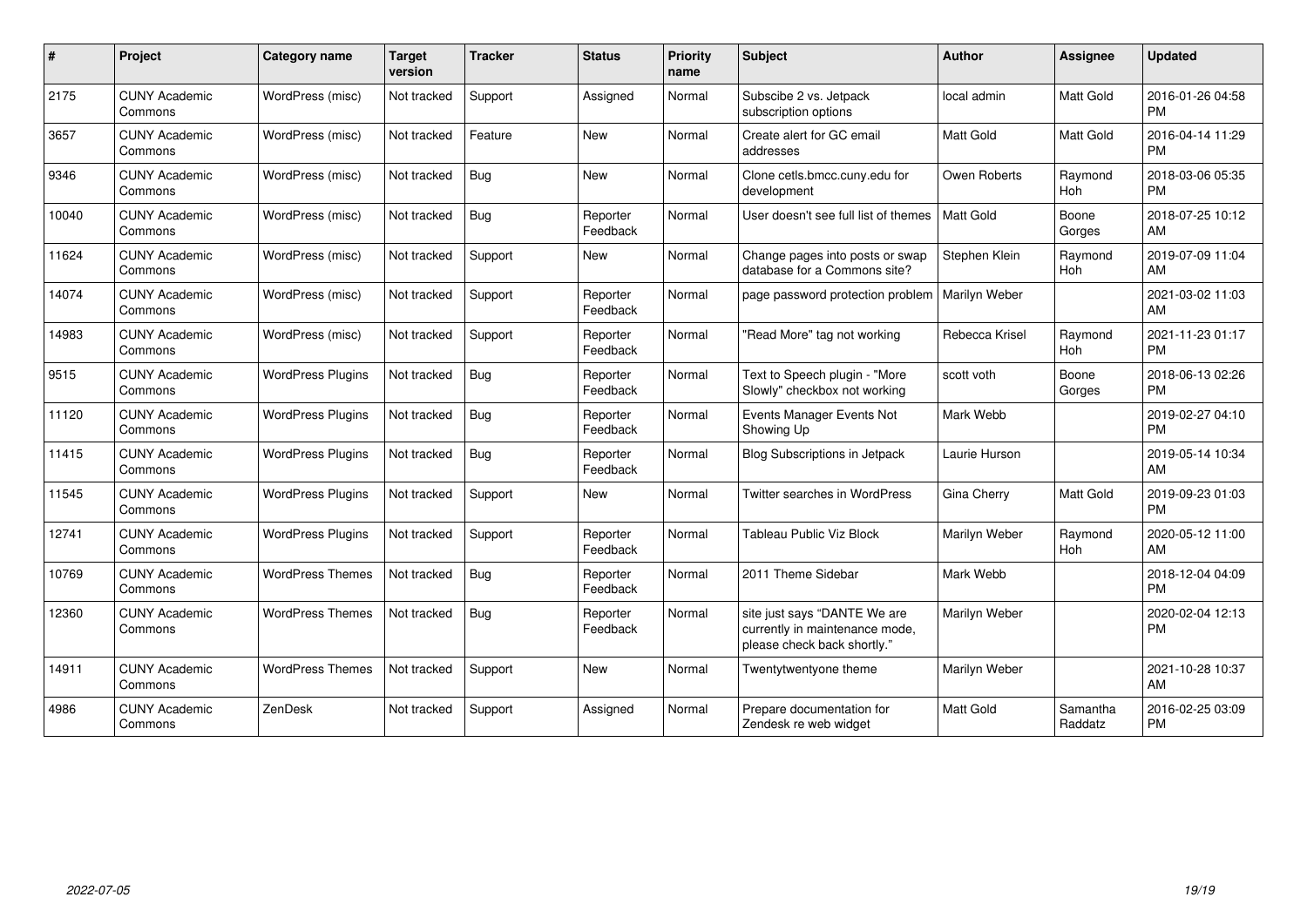| # | Project | Category name | Target version | Tracker | Status | Priority name | Subject | Author | Assignee | Updated |
|---|---|---|---|---|---|---|---|---|---|---|
| 2175 | CUNY Academic Commons | WordPress (misc) | Not tracked | Support | Assigned | Normal | Subscibe 2 vs. Jetpack subscription options | local admin | Matt Gold | 2016-01-26 04:58 PM |
| 3657 | CUNY Academic Commons | WordPress (misc) | Not tracked | Feature | New | Normal | Create alert for GC email addresses | Matt Gold | Matt Gold | 2016-04-14 11:29 PM |
| 9346 | CUNY Academic Commons | WordPress (misc) | Not tracked | Bug | New | Normal | Clone cetls.bmcc.cuny.edu for development | Owen Roberts | Raymond Hoh | 2018-03-06 05:35 PM |
| 10040 | CUNY Academic Commons | WordPress (misc) | Not tracked | Bug | Reporter Feedback | Normal | User doesn't see full list of themes | Matt Gold | Boone Gorges | 2018-07-25 10:12 AM |
| 11624 | CUNY Academic Commons | WordPress (misc) | Not tracked | Support | New | Normal | Change pages into posts or swap database for a Commons site? | Stephen Klein | Raymond Hoh | 2019-07-09 11:04 AM |
| 14074 | CUNY Academic Commons | WordPress (misc) | Not tracked | Support | Reporter Feedback | Normal | page password protection problem | Marilyn Weber | | 2021-03-02 11:03 AM |
| 14983 | CUNY Academic Commons | WordPress (misc) | Not tracked | Support | Reporter Feedback | Normal | "Read More" tag not working | Rebecca Krisel | Raymond Hoh | 2021-11-23 01:17 PM |
| 9515 | CUNY Academic Commons | WordPress Plugins | Not tracked | Bug | Reporter Feedback | Normal | Text to Speech plugin - "More Slowly" checkbox not working | scott voth | Boone Gorges | 2018-06-13 02:26 PM |
| 11120 | CUNY Academic Commons | WordPress Plugins | Not tracked | Bug | Reporter Feedback | Normal | Events Manager Events Not Showing Up | Mark Webb | | 2019-02-27 04:10 PM |
| 11415 | CUNY Academic Commons | WordPress Plugins | Not tracked | Bug | Reporter Feedback | Normal | Blog Subscriptions in Jetpack | Laurie Hurson | | 2019-05-14 10:34 AM |
| 11545 | CUNY Academic Commons | WordPress Plugins | Not tracked | Support | New | Normal | Twitter searches in WordPress | Gina Cherry | Matt Gold | 2019-09-23 01:03 PM |
| 12741 | CUNY Academic Commons | WordPress Plugins | Not tracked | Support | Reporter Feedback | Normal | Tableau Public Viz Block | Marilyn Weber | Raymond Hoh | 2020-05-12 11:00 AM |
| 10769 | CUNY Academic Commons | WordPress Themes | Not tracked | Bug | Reporter Feedback | Normal | 2011 Theme Sidebar | Mark Webb | | 2018-12-04 04:09 PM |
| 12360 | CUNY Academic Commons | WordPress Themes | Not tracked | Bug | Reporter Feedback | Normal | site just says "DANTE We are currently in maintenance mode, please check back shortly." | Marilyn Weber | | 2020-02-04 12:13 PM |
| 14911 | CUNY Academic Commons | WordPress Themes | Not tracked | Support | New | Normal | Twentytwentyone theme | Marilyn Weber | | 2021-10-28 10:37 AM |
| 4986 | CUNY Academic Commons | ZenDesk | Not tracked | Support | Assigned | Normal | Prepare documentation for Zendesk re web widget | Matt Gold | Samantha Raddatz | 2016-02-25 03:09 PM |